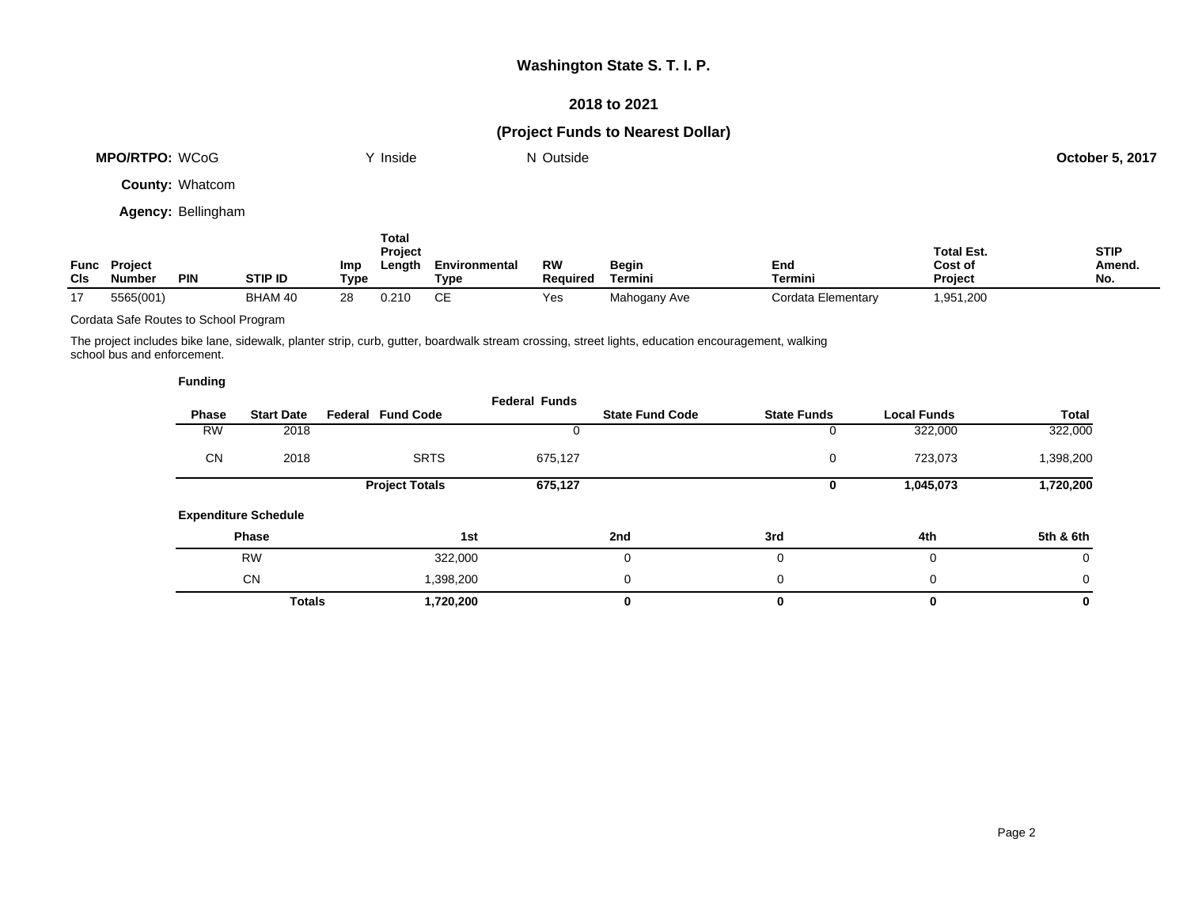# Washington State S. T. I. P.

## 2018 to 2021

## (Project Funds to Nearest Dollar)

**MPO/RTPO:** WCoG &nbsp;&nbsp;&nbsp; Y Inside &nbsp;&nbsp;&nbsp; N Outside &nbsp;&nbsp;&nbsp; **October 5, 2017**

**County:** Whatcom

**Agency:** Bellingham

| Func Cls | Project Number | PIN | STIP ID | Imp Type | Total Project Length | Environmental Type | RW Required | Begin Termini | End Termini | Total Est. Cost of Project | STIP Amend. No. |
|---|---|---|---|---|---|---|---|---|---|---|---|
| 17 | 5565(001) | | BHAM 40 | 28 | 0.210 | CE | Yes | Mahogany Ave | Cordata Elementary | 1,951,200 | |

Cordata Safe Routes to School Program

The project includes bike lane, sidewalk, planter strip, curb, gutter, boardwalk stream crossing, street lights, education encouragement, walking school bus and enforcement.

**Funding**

| Phase | Start Date | Federal Fund Code | Federal Funds | State Fund Code | State Funds | Local Funds | Total |
|---|---|---|---|---|---|---|---|
| RW | 2018 | | 0 | | 0 | 322,000 | 322,000 |
| CN | 2018 | SRTS | 675,127 | | 0 | 723,073 | 1,398,200 |
| | | **Project Totals** | **675,127** | | **0** | **1,045,073** | **1,720,200** |

**Expenditure Schedule**

| Phase | 1st | 2nd | 3rd | 4th | 5th & 6th |
|---|---|---|---|---|---|
| RW | 322,000 | 0 | 0 | 0 | 0 |
| CN | 1,398,200 | 0 | 0 | 0 | 0 |
| **Totals** | **1,720,200** | **0** | **0** | **0** | **0** |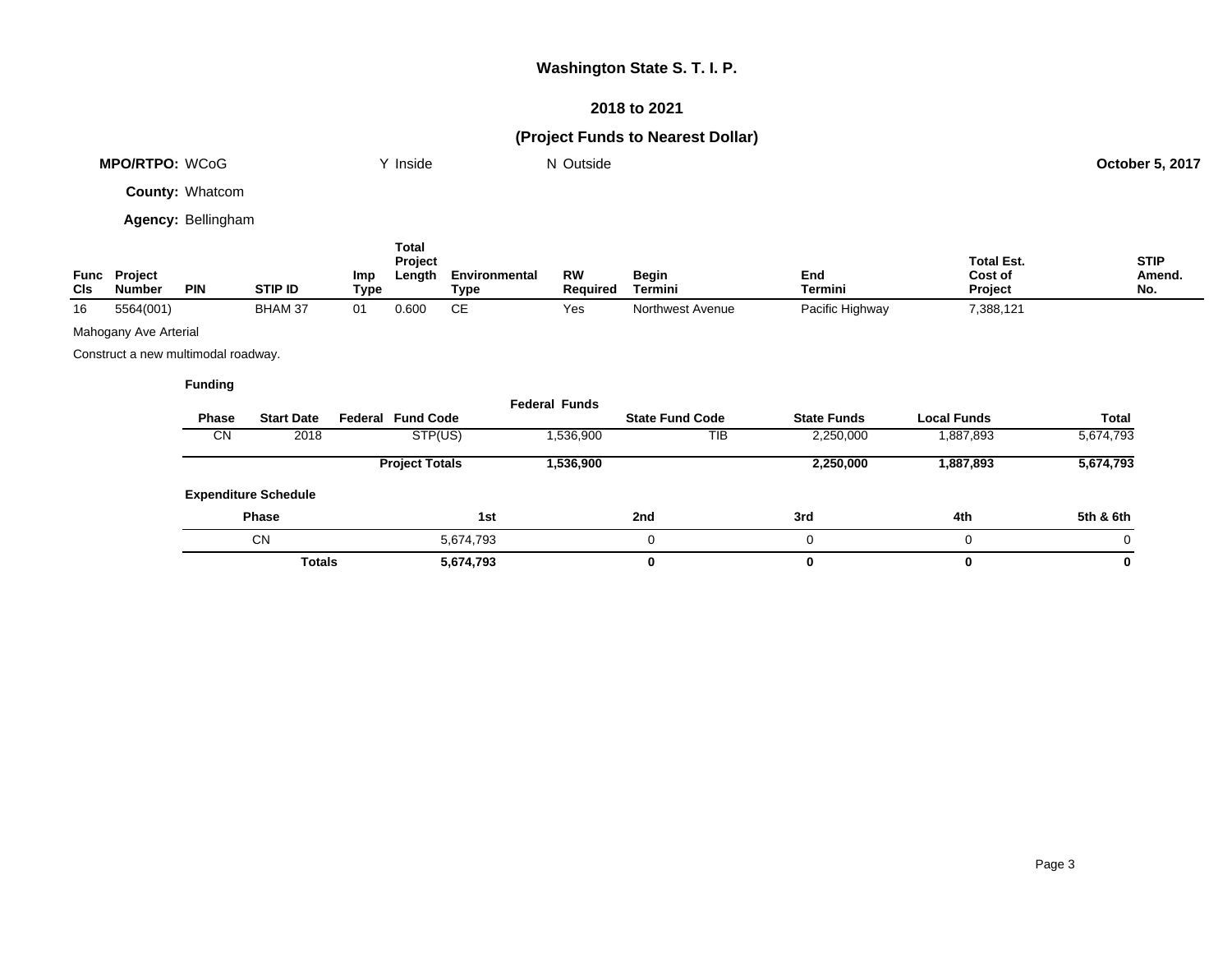# Washington State S. T. I. P.

## 2018 to 2021

## (Project Funds to Nearest Dollar)

**MPO/RTPO:** WCoG    Y Inside    N Outside    **October 5, 2017**

**County:** Whatcom

**Agency:** Bellingham

| Func Cls | Project Number | PIN | STIP ID | Imp Type | Total Project Length | Environmental Type | RW Required | Begin Termini | End Termini | Total Est. Cost of Project | STIP Amend. No. |
|---|---|---|---|---|---|---|---|---|---|---|---|
| 16 | 5564(001) | | BHAM 37 | 01 | 0.600 | CE | Yes | Northwest Avenue | Pacific Highway | 7,388,121 | |

Mahogany Ave Arterial

Construct a new multimodal roadway.

**Funding**

| Phase | Start Date | Federal Fund Code | Federal Funds | State Fund Code | State Funds | Local Funds | Total |
|---|---|---|---|---|---|---|---|
| CN | 2018 | STP(US) | 1,536,900 | TIB | 2,250,000 | 1,887,893 | 5,674,793 |
| | | **Project Totals** | **1,536,900** | | **2,250,000** | **1,887,893** | **5,674,793** |

**Expenditure Schedule**

| Phase | 1st | 2nd | 3rd | 4th | 5th & 6th |
|---|---|---|---|---|---|
| CN | 5,674,793 | 0 | 0 | 0 | 0 |
| **Totals** | **5,674,793** | **0** | **0** | **0** | **0** |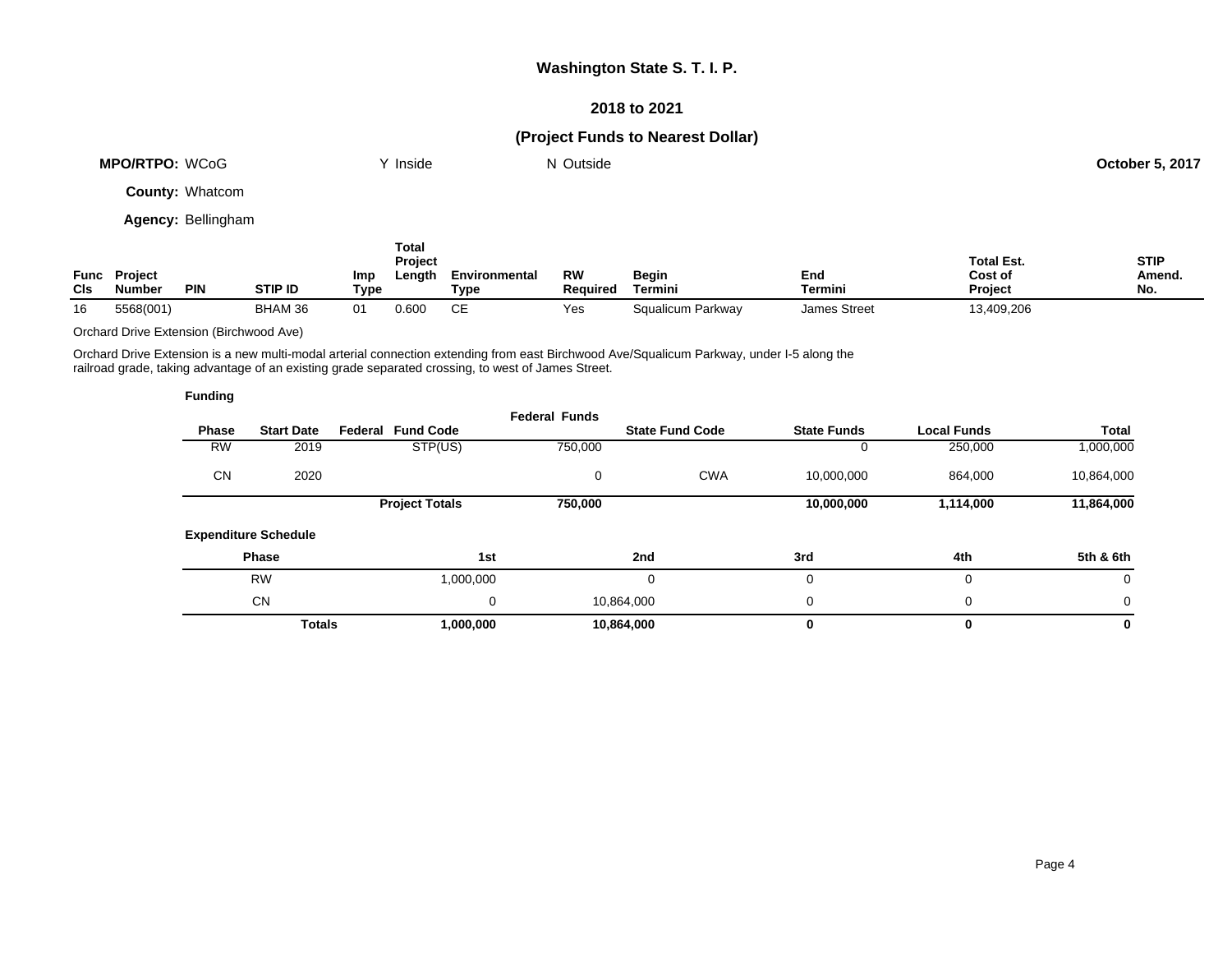# Washington State S. T. I. P.

## 2018 to 2021

## (Project Funds to Nearest Dollar)

**MPO/RTPO:** WCoG Y Inside N Outside **October 5, 2017**

**County:** Whatcom

**Agency:** Bellingham

| Func Cls | Project Number | PIN | STIP ID | Imp Type | Total Project Length | Environmental Type | RW Required | Begin Termini | End Termini | Total Est. Cost of Project | STIP Amend. No. |
|---|---|---|---|---|---|---|---|---|---|---|---|
| 16 | 5568(001) | | BHAM 36 | 01 | 0.600 | CE | Yes | Squalicum Parkway | James Street | 13,409,206 | |

Orchard Drive Extension (Birchwood Ave)

Orchard Drive Extension is a new multi-modal arterial connection extending from east Birchwood Ave/Squalicum Parkway, under I-5 along the railroad grade, taking advantage of an existing grade separated crossing, to west of James Street.

**Funding**

| Phase | Start Date | Federal Fund Code | Federal Funds | State Fund Code | State Funds | Local Funds | Total |
|---|---|---|---|---|---|---|---|
| RW | 2019 | STP(US) | 750,000 | | 0 | 250,000 | 1,000,000 |
| CN | 2020 | | 0 | CWA | 10,000,000 | 864,000 | 10,864,000 |
| | | **Project Totals** | **750,000** | | **10,000,000** | **1,114,000** | **11,864,000** |

**Expenditure Schedule**

| Phase | 1st | 2nd | 3rd | 4th | 5th & 6th |
|---|---|---|---|---|---|
| RW | 1,000,000 | 0 | 0 | 0 | 0 |
| CN | 0 | 10,864,000 | 0 | 0 | 0 |
| **Totals** | **1,000,000** | **10,864,000** | **0** | **0** | **0** |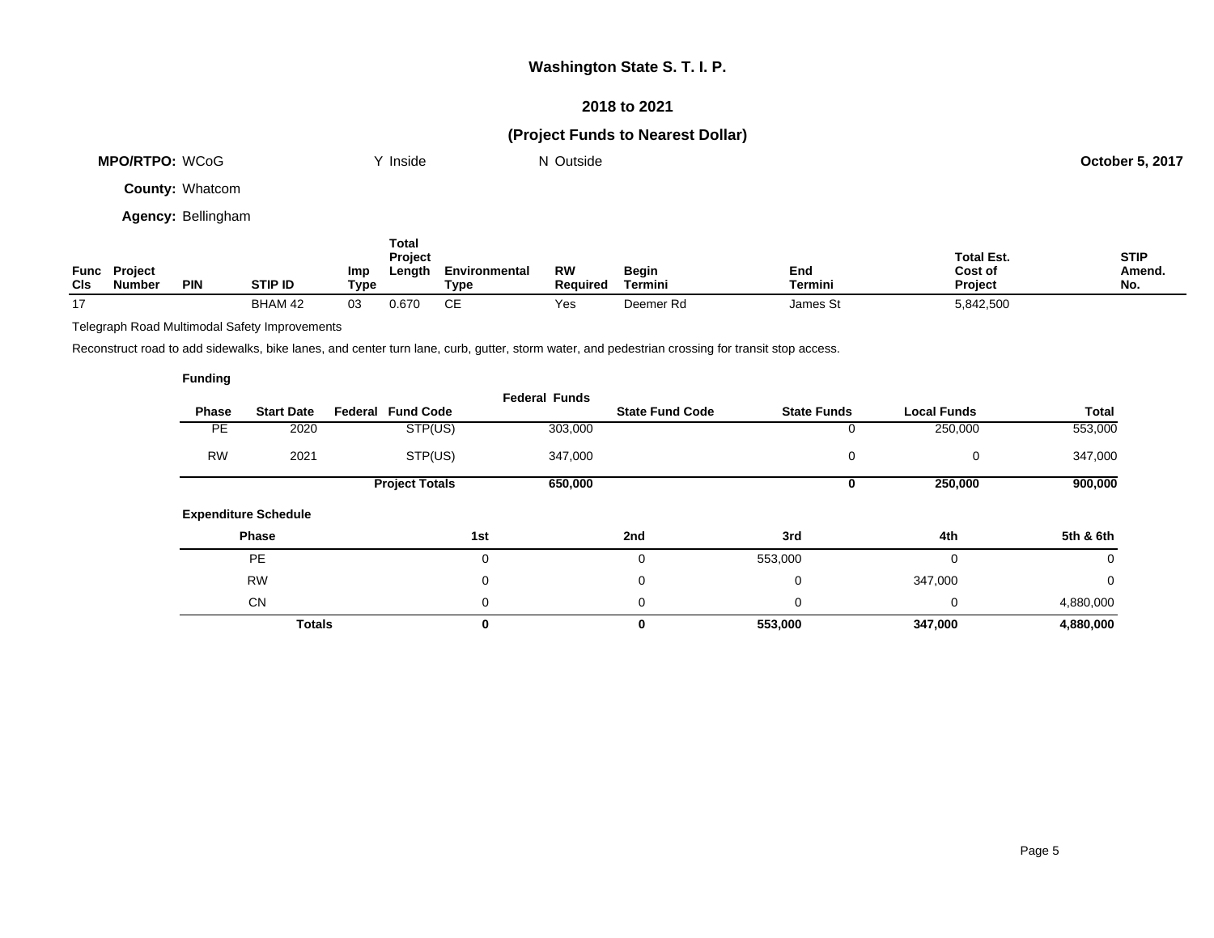# Washington State S. T. I. P.

## 2018 to 2021

## (Project Funds to Nearest Dollar)

**MPO/RTPO:** WCoG &nbsp;&nbsp;&nbsp; Y Inside &nbsp;&nbsp;&nbsp; N Outside &nbsp;&nbsp;&nbsp; **October 5, 2017**

**County:** Whatcom

**Agency:** Bellingham

| Func Cls | Project Number | PIN | STIP ID | Imp Type | Total Project Length | Environmental Type | RW Required | Begin Termini | End Termini | Total Est. Cost of Project | STIP Amend. No. |
|---|---|---|---|---|---|---|---|---|---|---|---|
| 17 | | | BHAM 42 | 03 | 0.670 | CE | Yes | Deemer Rd | James St | 5,842,500 | |

Telegraph Road Multimodal Safety Improvements

Reconstruct road to add sidewalks, bike lanes, and center turn lane, curb, gutter, storm water, and pedestrian crossing for transit stop access.

**Funding**

| Phase | Start Date | Federal Fund Code | Federal Funds | State Fund Code | State Funds | Local Funds | Total |
|---|---|---|---|---|---|---|---|
| PE | 2020 | STP(US) | 303,000 | | 0 | 250,000 | 553,000 |
| RW | 2021 | STP(US) | 347,000 | | 0 | 0 | 347,000 |
| | | **Project Totals** | **650,000** | | **0** | **250,000** | **900,000** |

**Expenditure Schedule**

| Phase | 1st | 2nd | 3rd | 4th | 5th & 6th |
|---|---|---|---|---|---|
| PE | 0 | 0 | 553,000 | 0 | 0 |
| RW | 0 | 0 | 0 | 347,000 | 0 |
| CN | 0 | 0 | 0 | 0 | 4,880,000 |
| **Totals** | **0** | **0** | **553,000** | **347,000** | **4,880,000** |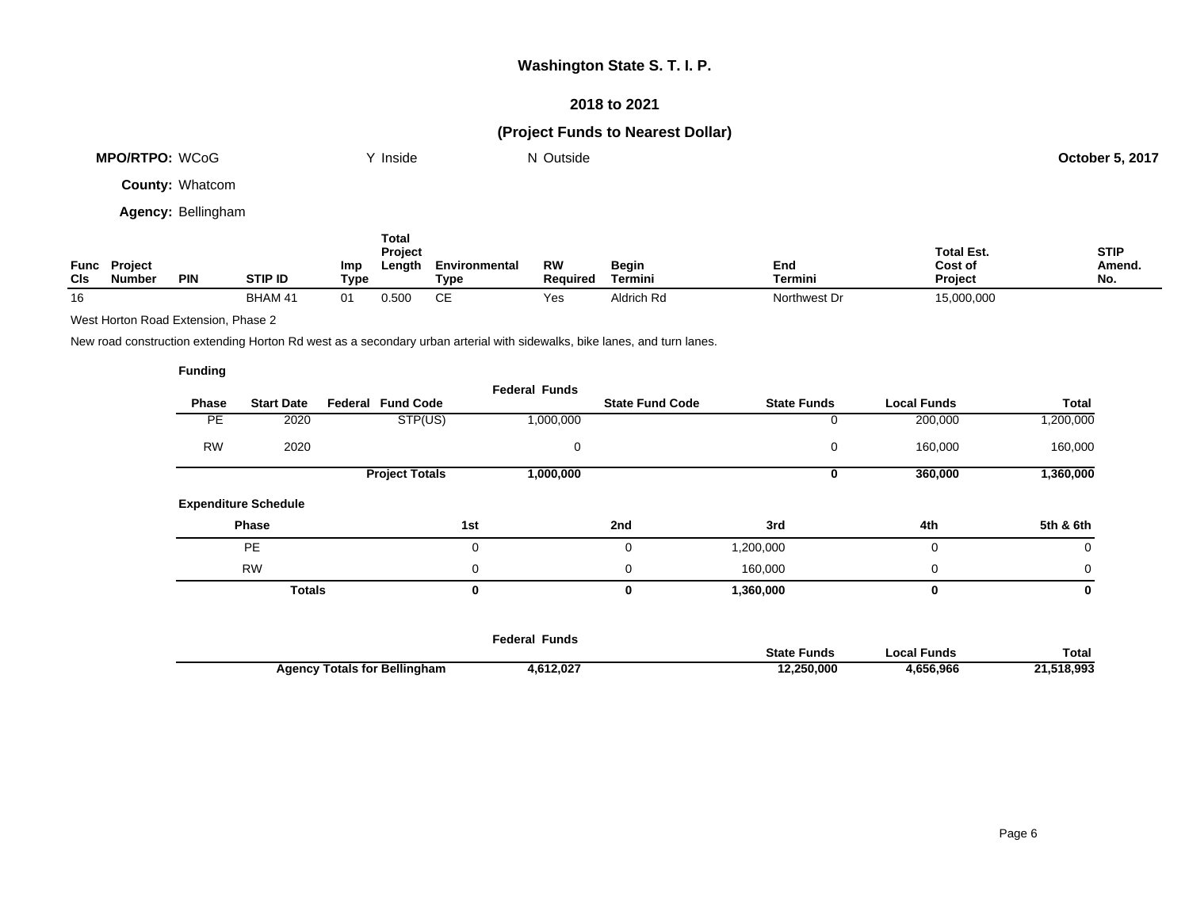## Washington State S. T. I. P.

### 2018 to 2021

### (Project Funds to Nearest Dollar)

**MPO/RTPO:** WCoG Y Inside N Outside **October 5, 2017**

**County:** Whatcom

**Agency:** Bellingham

| Func Cls | Project Number | PIN | STIP ID | Imp Type | Total Project Length | Environmental Type | RW Required | Begin Termini | End Termini | Total Est. Cost of Project | STIP Amend. No. |
|---|---|---|---|---|---|---|---|---|---|---|---|
| 16 | | | BHAM 41 | 01 | 0.500 | CE | Yes | Aldrich Rd | Northwest Dr | 15,000,000 | |

West Horton Road Extension, Phase 2

New road construction extending Horton Rd west as a secondary urban arterial with sidewalks, bike lanes, and turn lanes.

**Funding**

| Phase | Start Date | Federal Fund Code | Federal Funds | State Fund Code | State Funds | Local Funds | Total |
|---|---|---|---|---|---|---|---|
| PE | 2020 | STP(US) | 1,000,000 | | 0 | 200,000 | 1,200,000 |
| RW | 2020 | | 0 | | 0 | 160,000 | 160,000 |
| | | **Project Totals** | **1,000,000** | | **0** | **360,000** | **1,360,000** |

**Expenditure Schedule**

| Phase | 1st | 2nd | 3rd | 4th | 5th & 6th |
|---|---|---|---|---|---|
| PE | 0 | 0 | 1,200,000 | 0 | 0 |
| RW | 0 | 0 | 160,000 | 0 | 0 |
| **Totals** | **0** | **0** | **1,360,000** | **0** | **0** |

| | Federal Funds | State Funds | Local Funds | Total |
|---|---|---|---|---|
| **Agency Totals for Bellingham** | **4,612,027** | **12,250,000** | **4,656,966** | **21,518,993** |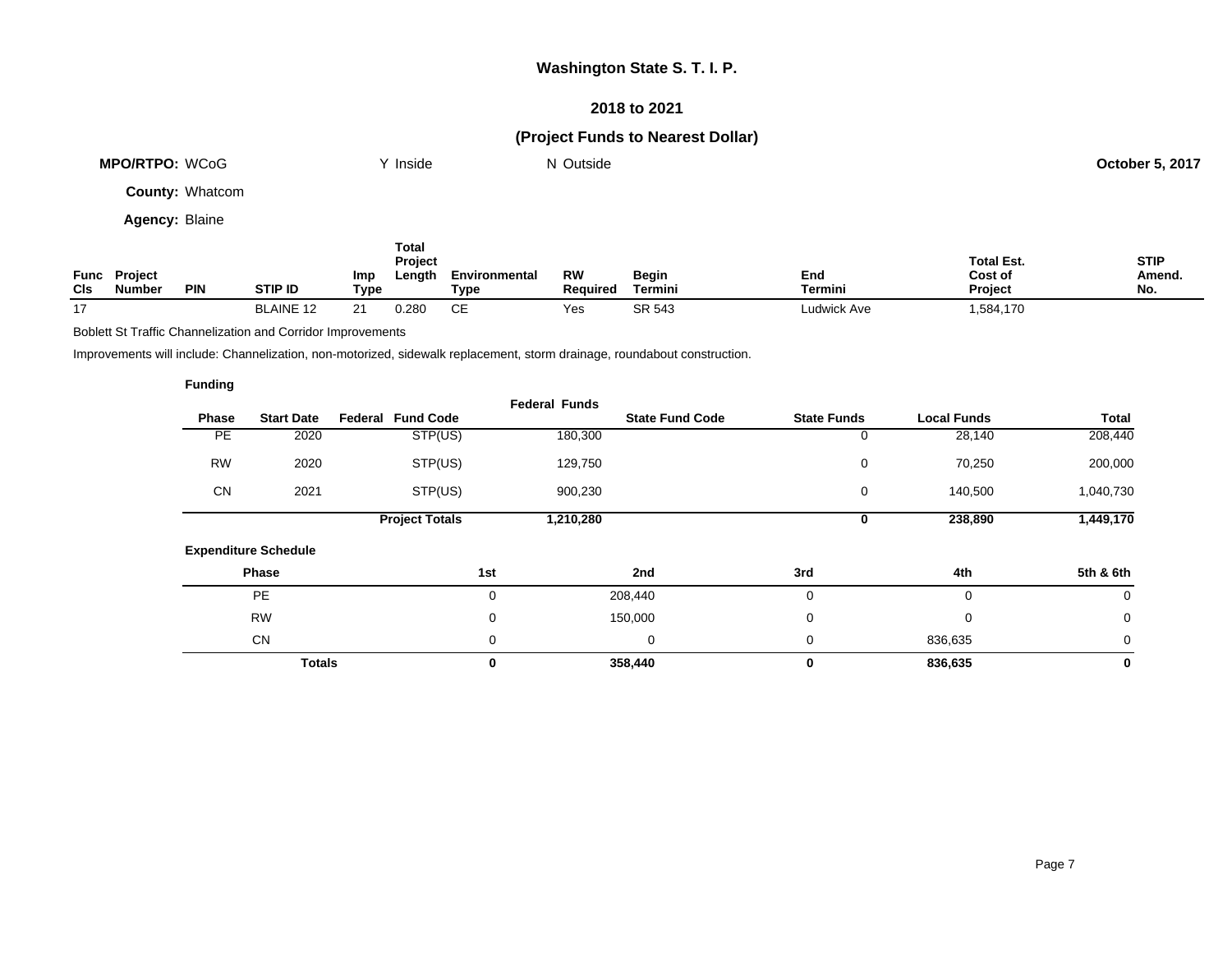# Washington State S. T. I. P.

## 2018 to 2021

## (Project Funds to Nearest Dollar)

**MPO/RTPO:** WCoG Y Inside N Outside **October 5, 2017**

**County:** Whatcom

**Agency:** Blaine

| Func Cls | Project Number | PIN | STIP ID | Imp Type | Total Project Length | Environmental Type | RW Required | Begin Termini | End Termini | Total Est. Cost of Project | STIP Amend. No. |
|---|---|---|---|---|---|---|---|---|---|---|---|
| 17 | | | BLAINE 12 | 21 | 0.280 | CE | Yes | SR 543 | Ludwick Ave | 1,584,170 | |

Boblett St Traffic Channelization and Corridor Improvements

Improvements will include: Channelization, non-motorized, sidewalk replacement, storm drainage, roundabout construction.

**Funding**

| Phase | Start Date | Federal Fund Code | Federal Funds | State Fund Code | State Funds | Local Funds | Total |
|---|---|---|---|---|---|---|---|
| PE | 2020 | STP(US) | 180,300 | | 0 | 28,140 | 208,440 |
| RW | 2020 | STP(US) | 129,750 | | 0 | 70,250 | 200,000 |
| CN | 2021 | STP(US) | 900,230 | | 0 | 140,500 | 1,040,730 |
| | | **Project Totals** | **1,210,280** | | **0** | **238,890** | **1,449,170** |

**Expenditure Schedule**

| Phase | 1st | 2nd | 3rd | 4th | 5th & 6th |
|---|---|---|---|---|---|
| PE | 0 | 208,440 | 0 | 0 | 0 |
| RW | 0 | 150,000 | 0 | 0 | 0 |
| CN | 0 | 0 | 0 | 836,635 | 0 |
| **Totals** | **0** | **358,440** | **0** | **836,635** | **0** |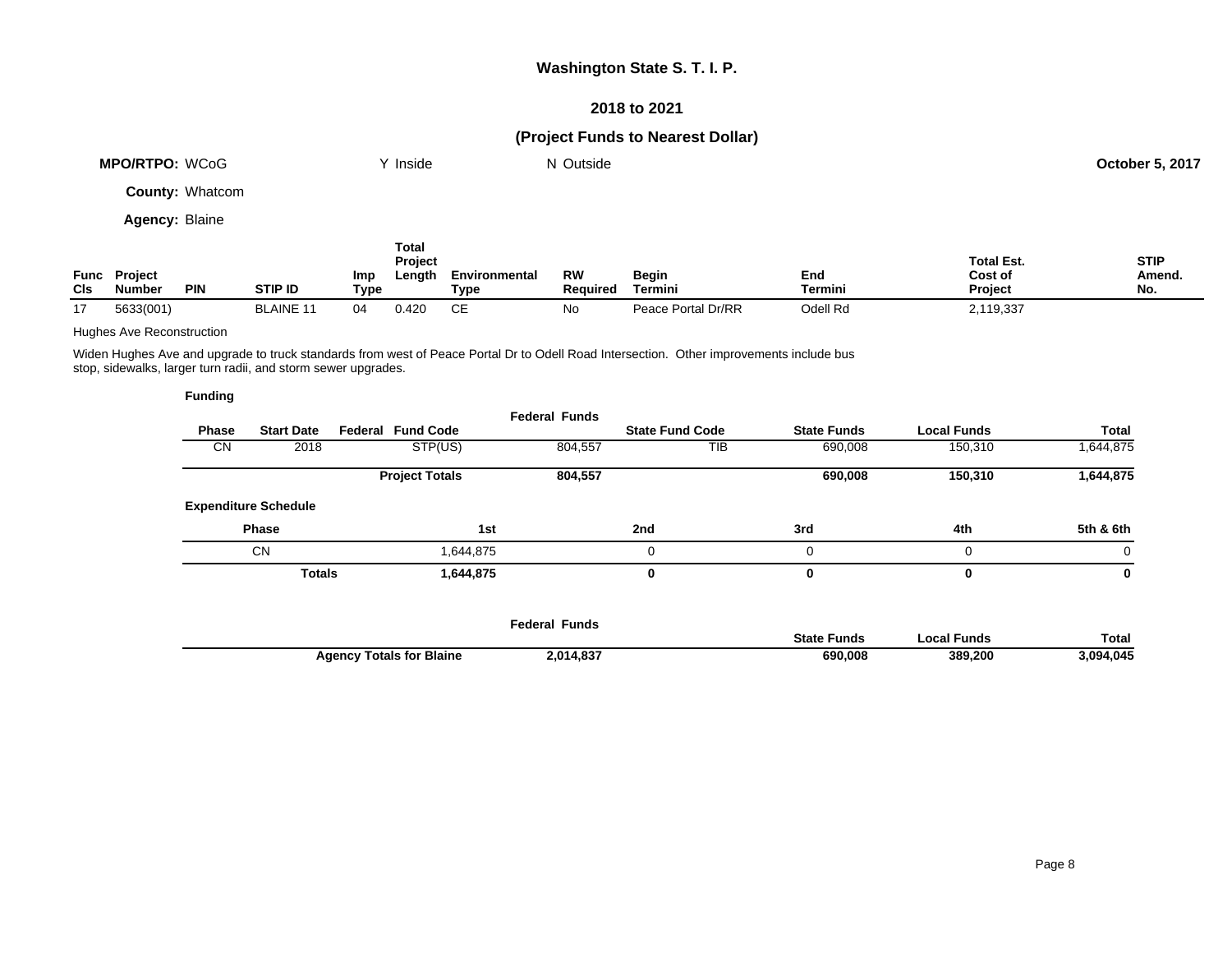# Washington State S. T. I. P.

## 2018 to 2021

## (Project Funds to Nearest Dollar)

**MPO/RTPO:** WCoG | Y Inside | N Outside | **October 5, 2017**

**County:** Whatcom

**Agency:** Blaine

| Func Cls | Project Number | PIN | STIP ID | Imp Type | Total Project Length | Environmental Type | RW Required | Begin Termini | End Termini | Total Est. Cost of Project | STIP Amend. No. |
|---|---|---|---|---|---|---|---|---|---|---|---|
| 17 | 5633(001) | | BLAINE 11 | 04 | 0.420 | CE | No | Peace Portal Dr/RR | Odell Rd | 2,119,337 | |

Hughes Ave Reconstruction

Widen Hughes Ave and upgrade to truck standards from west of Peace Portal Dr to Odell Road Intersection. Other improvements include bus stop, sidewalks, larger turn radii, and storm sewer upgrades.

**Funding**

| Phase | Start Date | Federal Fund Code | Federal Funds | State Fund Code | State Funds | Local Funds | Total |
|---|---|---|---|---|---|---|---|
| CN | 2018 | STP(US) | 804,557 | TIB | 690,008 | 150,310 | 1,644,875 |
| | | **Project Totals** | **804,557** | | **690,008** | **150,310** | **1,644,875** |

**Expenditure Schedule**

| Phase | 1st | 2nd | 3rd | 4th | 5th & 6th |
|---|---|---|---|---|---|
| CN | 1,644,875 | 0 | 0 | 0 | 0 |
| **Totals** | **1,644,875** | **0** | **0** | **0** | **0** |

| | Federal Funds | State Funds | Local Funds | Total |
|---|---|---|---|---|
| **Agency Totals for Blaine** | **2,014,837** | **690,008** | **389,200** | **3,094,045** |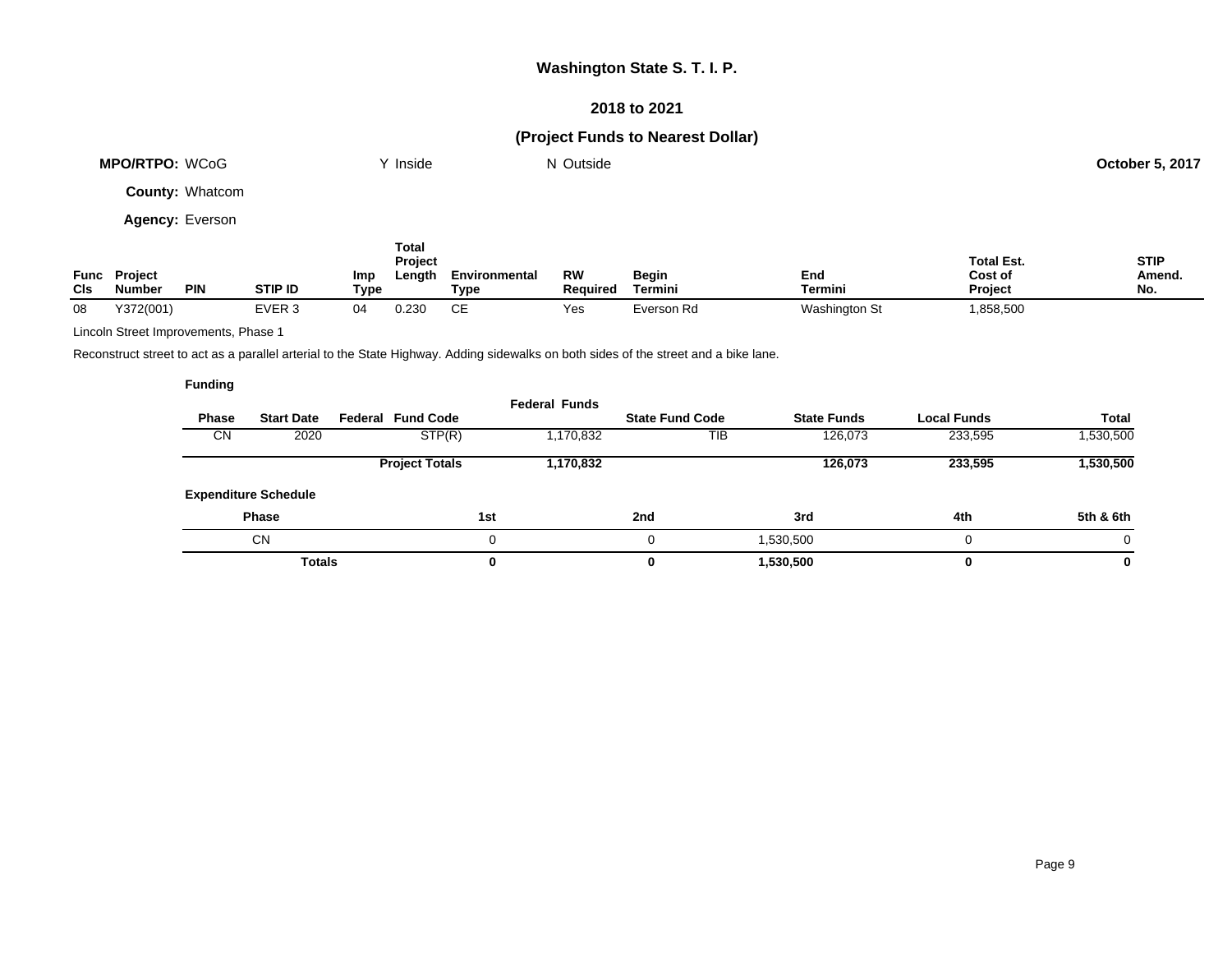# Washington State S. T. I. P.

## 2018 to 2021

### (Project Funds to Nearest Dollar)

**MPO/RTPO:** WCoG  Y Inside  N Outside  **October 5, 2017**

**County:** Whatcom

**Agency:** Everson

| Func Cls | Project Number | PIN | STIP ID | Imp Type | Total Project Length | Environmental Type | RW Required | Begin Termini | End Termini | Total Est. Cost of Project | STIP Amend. No. |
|---|---|---|---|---|---|---|---|---|---|---|---|
| 08 | Y372(001) | | EVER 3 | 04 | 0.230 | CE | Yes | Everson Rd | Washington St | 1,858,500 | |

Lincoln Street Improvements, Phase 1

Reconstruct street to act as a parallel arterial to the State Highway. Adding sidewalks on both sides of the street and a bike lane.

**Funding**

| Phase | Start Date | Federal Fund Code | Federal Funds | State Fund Code | State Funds | Local Funds | Total |
|---|---|---|---|---|---|---|---|
| CN | 2020 | STP(R) | 1,170,832 | TIB | 126,073 | 233,595 | 1,530,500 |
| | | **Project Totals** | **1,170,832** | | **126,073** | **233,595** | **1,530,500** |

**Expenditure Schedule**

| Phase | 1st | 2nd | 3rd | 4th | 5th & 6th |
|---|---|---|---|---|---|
| CN | 0 | 0 | 1,530,500 | 0 | 0 |
| **Totals** | **0** | **0** | **1,530,500** | **0** | **0** |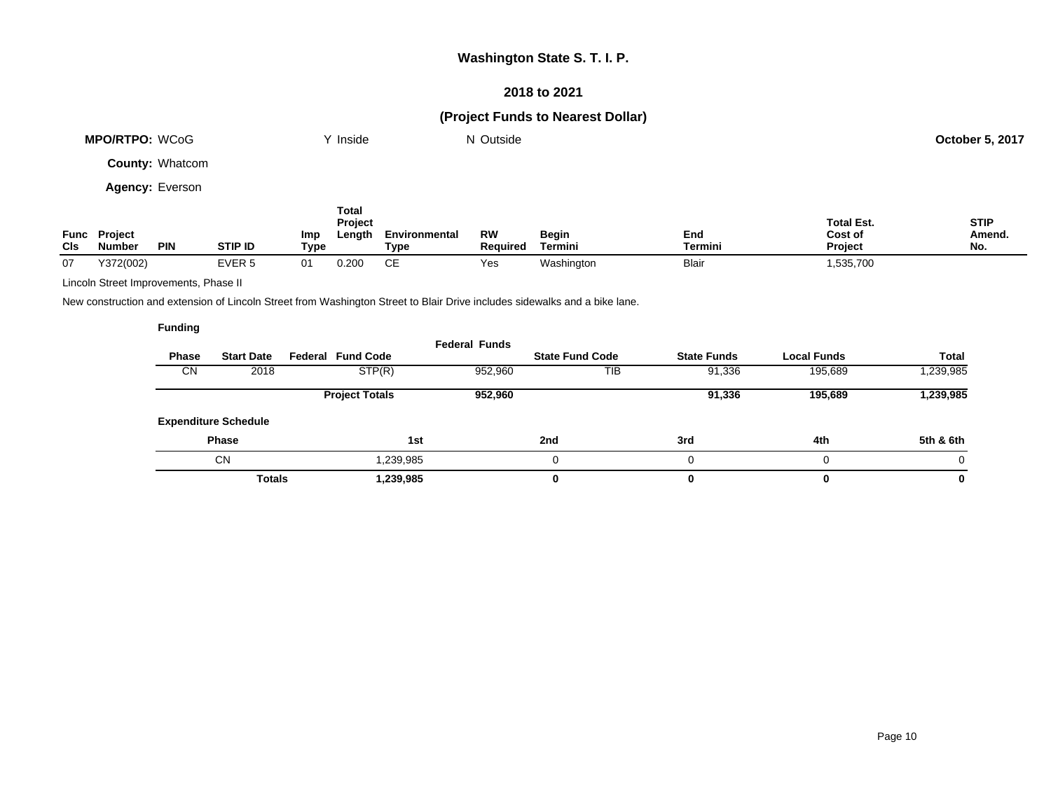# Washington State S. T. I. P.

## 2018 to 2021

## (Project Funds to Nearest Dollar)

**MPO/RTPO:** WCoG Y Inside N Outside **October 5, 2017**

**County:** Whatcom

**Agency:** Everson

| Func Cls | Project Number | PIN | STIP ID | Imp Type | Total Project Length | Environmental Type | RW Required | Begin Termini | End Termini | Total Est. Cost of Project | STIP Amend. No. |
|---|---|---|---|---|---|---|---|---|---|---|---|
| 07 | Y372(002) | | EVER 5 | 01 | 0.200 | CE | Yes | Washington | Blair | 1,535,700 | |

Lincoln Street Improvements, Phase II

New construction and extension of Lincoln Street from Washington Street to Blair Drive includes sidewalks and a bike lane.

**Funding**

| Phase | Start Date | Federal Fund Code | Federal Funds | State Fund Code | State Funds | Local Funds | Total |
|---|---|---|---|---|---|---|---|
| CN | 2018 | STP(R) | 952,960 | TIB | 91,336 | 195,689 | 1,239,985 |
| | | **Project Totals** | **952,960** | | **91,336** | **195,689** | **1,239,985** |

**Expenditure Schedule**

| Phase | 1st | 2nd | 3rd | 4th | 5th & 6th |
|---|---|---|---|---|---|
| CN | 1,239,985 | 0 | 0 | 0 | 0 |
| **Totals** | **1,239,985** | **0** | **0** | **0** | **0** |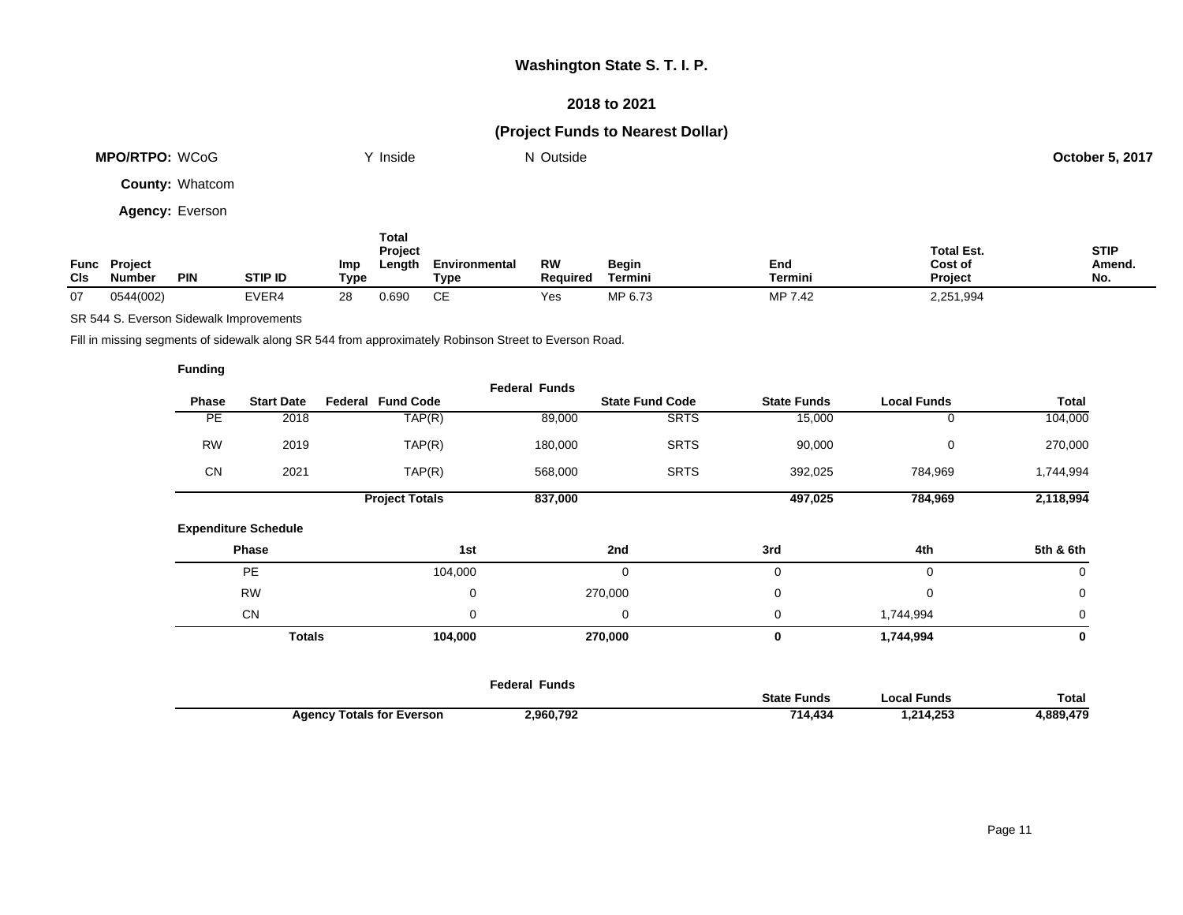# Washington State S. T. I. P.

## 2018 to 2021

## (Project Funds to Nearest Dollar)

**MPO/RTPO:** WCoG &nbsp;&nbsp;&nbsp;&nbsp; Y Inside &nbsp;&nbsp;&nbsp;&nbsp; N Outside &nbsp;&nbsp;&nbsp;&nbsp; **October 5, 2017**

**County:** Whatcom

**Agency:** Everson

| Func Cls | Project Number | PIN | STIP ID | Imp Type | Total Project Length | Environmental Type | RW Required | Begin Termini | End Termini | Total Est. Cost of Project | STIP Amend. No. |
|---|---|---|---|---|---|---|---|---|---|---|---|
| 07 | 0544(002) | | EVER4 | 28 | 0.690 | CE | Yes | MP 6.73 | MP 7.42 | 2,251,994 | |

SR 544 S. Everson Sidewalk Improvements

Fill in missing segments of sidewalk along SR 544 from approximately Robinson Street to Everson Road.

**Funding**

| Phase | Start Date | Federal Fund Code | Federal Funds | State Fund Code | State Funds | Local Funds | Total |
|---|---|---|---|---|---|---|---|
| PE | 2018 | TAP(R) | 89,000 | SRTS | 15,000 | 0 | 104,000 |
| RW | 2019 | TAP(R) | 180,000 | SRTS | 90,000 | 0 | 270,000 |
| CN | 2021 | TAP(R) | 568,000 | SRTS | 392,025 | 784,969 | 1,744,994 |
| | | **Project Totals** | **837,000** | | **497,025** | **784,969** | **2,118,994** |

**Expenditure Schedule**

| Phase | 1st | 2nd | 3rd | 4th | 5th & 6th |
|---|---|---|---|---|---|
| PE | 104,000 | 0 | 0 | 0 | 0 |
| RW | 0 | 270,000 | 0 | 0 | 0 |
| CN | 0 | 0 | 0 | 1,744,994 | 0 |
| **Totals** | **104,000** | **270,000** | **0** | **1,744,994** | **0** |

| | Federal Funds | State Funds | Local Funds | Total |
|---|---|---|---|---|
| **Agency Totals for Everson** | **2,960,792** | **714,434** | **1,214,253** | **4,889,479** |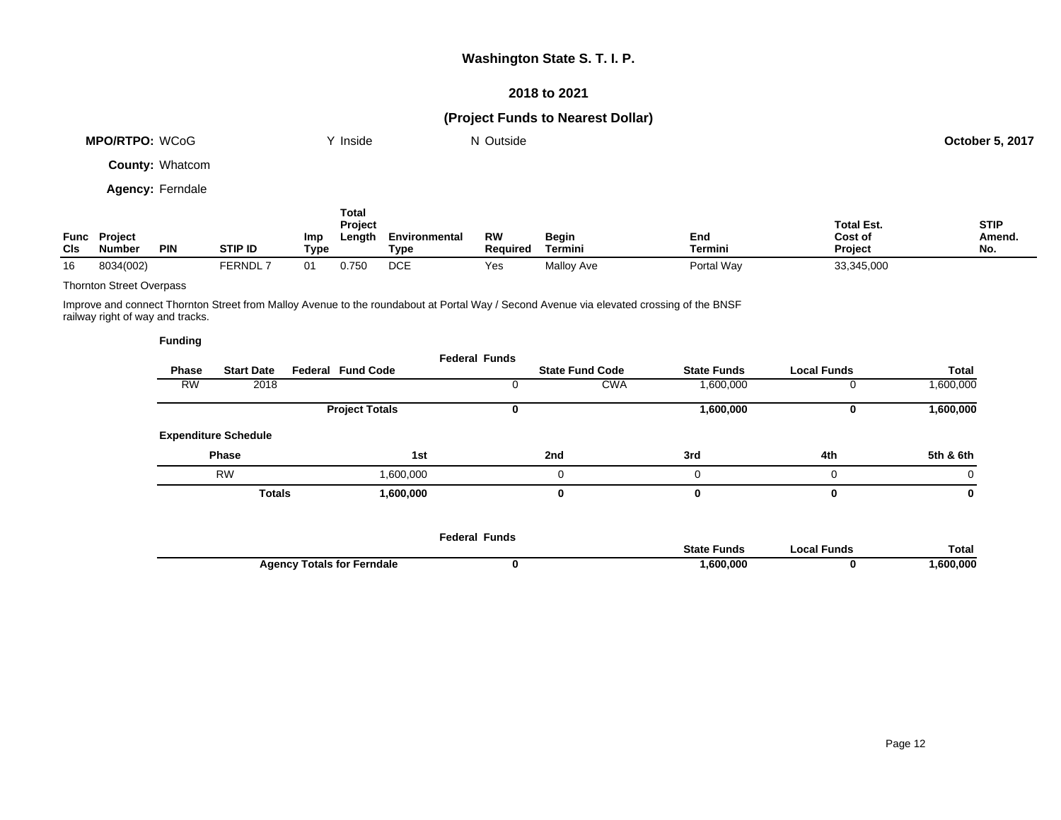# Washington State S. T. I. P.

## 2018 to 2021

## (Project Funds to Nearest Dollar)

**MPO/RTPO:** WCoG    Y Inside    N Outside    **October 5, 2017**

**County:** Whatcom

**Agency:** Ferndale

| Func Cls | Project Number | PIN | STIP ID | Imp Type | Total Project Length | Environmental Type | RW Required | Begin Termini | End Termini | Total Est. Cost of Project | STIP Amend. No. |
|---|---|---|---|---|---|---|---|---|---|---|---|
| 16 | 8034(002) | | FERNDL 7 | 01 | 0.750 | DCE | Yes | Malloy Ave | Portal Way | 33,345,000 | |

Thornton Street Overpass

Improve and connect Thornton Street from Malloy Avenue to the roundabout at Portal Way / Second Avenue via elevated crossing of the BNSF railway right of way and tracks.

**Funding**

| Phase | Start Date | Federal Fund Code | Federal Funds | State Fund Code | State Funds | Local Funds | Total |
|---|---|---|---|---|---|---|---|
| RW | 2018 | | 0 | CWA | 1,600,000 | 0 | 1,600,000 |
| | | **Project Totals** | **0** | | **1,600,000** | **0** | **1,600,000** |

**Expenditure Schedule**

| Phase | 1st | 2nd | 3rd | 4th | 5th & 6th |
|---|---|---|---|---|---|
| RW | 1,600,000 | 0 | 0 | 0 | 0 |
| **Totals** | **1,600,000** | **0** | **0** | **0** | **0** |

| | Federal Funds | State Funds | Local Funds | Total |
|---|---|---|---|---|
| **Agency Totals for Ferndale** | **0** | **1,600,000** | **0** | **1,600,000** |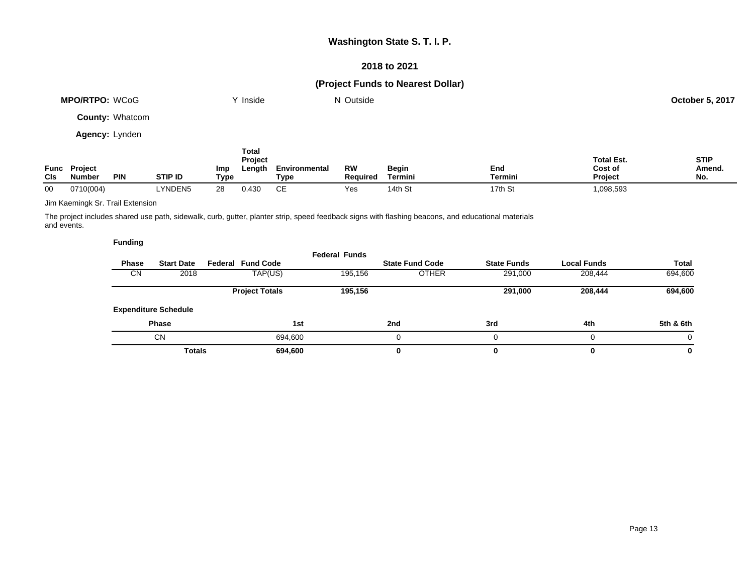# Washington State S. T. I. P.

## 2018 to 2021

## (Project Funds to Nearest Dollar)

**MPO/RTPO:** WCoG &nbsp;&nbsp;&nbsp;&nbsp; Y Inside &nbsp;&nbsp;&nbsp;&nbsp; N Outside &nbsp;&nbsp;&nbsp;&nbsp; **October 5, 2017**

**County:** Whatcom

**Agency:** Lynden

| Func Cls | Project Number | PIN | STIP ID | Imp Type | Total Project Length | Environmental Type | RW Required | Begin Termini | End Termini | Total Est. Cost of Project | STIP Amend. No. |
|---|---|---|---|---|---|---|---|---|---|---|---|
| 00 | 0710(004) | | LYNDEN5 | 28 | 0.430 | CE | Yes | 14th St | 17th St | 1,098,593 | |

Jim Kaemingk Sr. Trail Extension

The project includes shared use path, sidewalk, curb, gutter, planter strip, speed feedback signs with flashing beacons, and educational materials and events.

**Funding**

| Phase | Start Date | Federal Fund Code | Federal Funds | State Fund Code | State Funds | Local Funds | Total |
|---|---|---|---|---|---|---|---|
| CN | 2018 | TAP(US) | 195,156 | OTHER | 291,000 | 208,444 | 694,600 |
| | | **Project Totals** | **195,156** | | **291,000** | **208,444** | **694,600** |

**Expenditure Schedule**

| Phase | 1st | 2nd | 3rd | 4th | 5th & 6th |
|---|---|---|---|---|---|
| CN | 694,600 | 0 | 0 | 0 | 0 |
| **Totals** | **694,600** | **0** | **0** | **0** | **0** |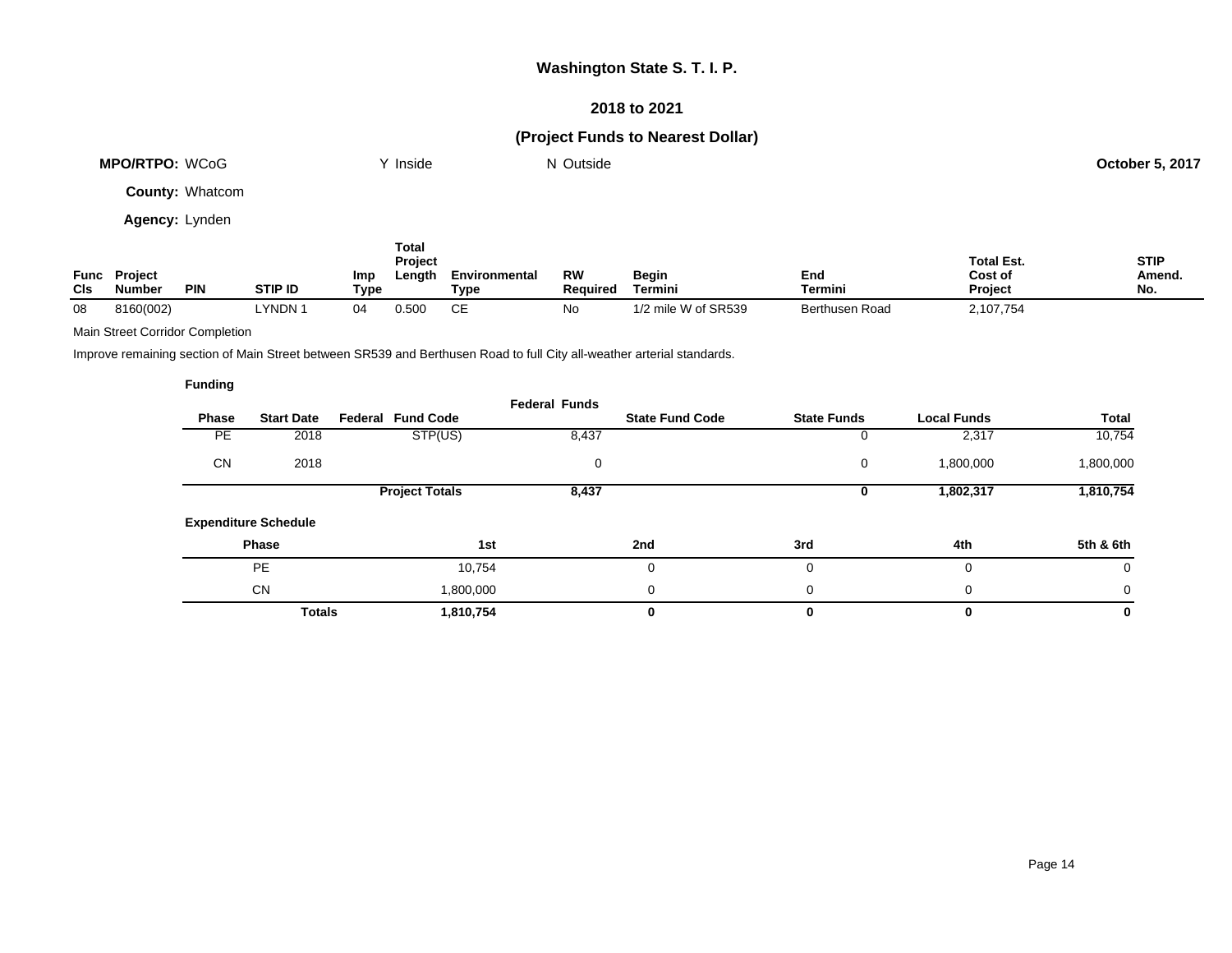# Washington State S. T. I. P.

## 2018 to 2021

## (Project Funds to Nearest Dollar)

**MPO/RTPO:** WCoG Y Inside N Outside **October 5, 2017**

**County:** Whatcom

**Agency:** Lynden

| Func Cls | Project Number | PIN | STIP ID | Imp Type | Total Project Length | Environmental Type | RW Required | Begin Termini | End Termini | Total Est. Cost of Project | STIP Amend. No. |
|---|---|---|---|---|---|---|---|---|---|---|---|
| 08 | 8160(002) | | LYNDN 1 | 04 | 0.500 | CE | No | 1/2 mile W of SR539 | Berthusen Road | 2,107,754 | |

Main Street Corridor Completion

Improve remaining section of Main Street between SR539 and Berthusen Road to full City all-weather arterial standards.

**Funding**

| Phase | Start Date | Federal Fund Code | Federal Funds | State Fund Code | State Funds | Local Funds | Total |
|---|---|---|---|---|---|---|---|
| PE | 2018 | STP(US) | 8,437 | | 0 | 2,317 | 10,754 |
| CN | 2018 | | 0 | | 0 | 1,800,000 | 1,800,000 |
| | | **Project Totals** | **8,437** | | **0** | **1,802,317** | **1,810,754** |

**Expenditure Schedule**

| Phase | 1st | 2nd | 3rd | 4th | 5th & 6th |
|---|---|---|---|---|---|
| PE | 10,754 | 0 | 0 | 0 | 0 |
| CN | 1,800,000 | 0 | 0 | 0 | 0 |
| **Totals** | **1,810,754** | **0** | **0** | **0** | **0** |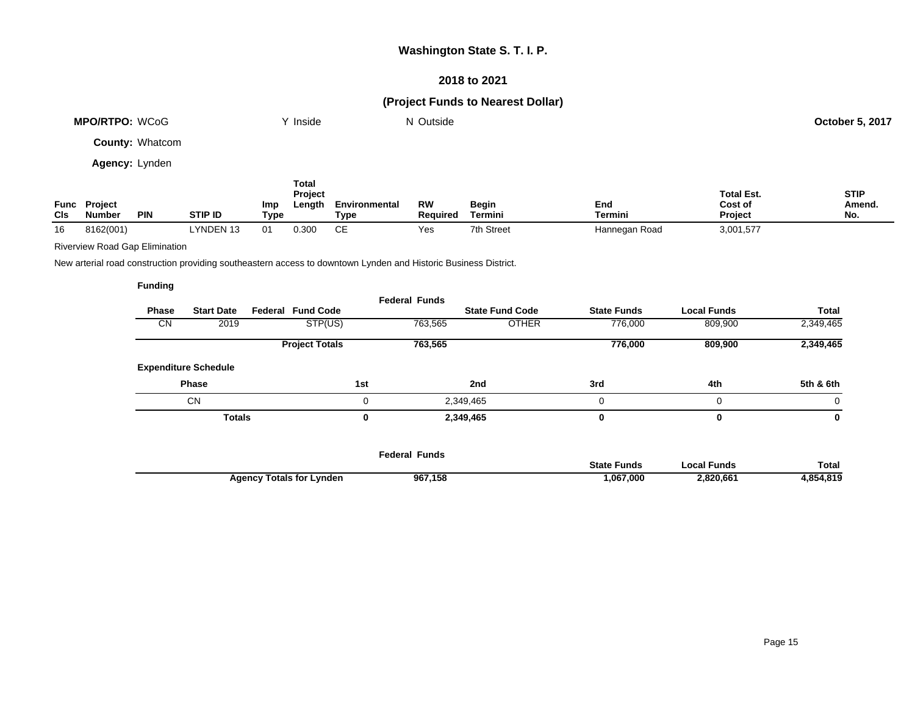# Washington State S. T. I. P.

## 2018 to 2021

## (Project Funds to Nearest Dollar)

**MPO/RTPO:** WCoG Y Inside N Outside **October 5, 2017**

**County:** Whatcom

**Agency:** Lynden

| Func Cls | Project Number | PIN | STIP ID | Imp Type | Total Project Length | Environmental Type | RW Required | Begin Termini | End Termini | Total Est. Cost of Project | STIP Amend. No. |
|---|---|---|---|---|---|---|---|---|---|---|---|
| 16 | 8162(001) | | LYNDEN 13 | 01 | 0.300 | CE | Yes | 7th Street | Hannegan Road | 3,001,577 | |

Riverview Road Gap Elimination

New arterial road construction providing southeastern access to downtown Lynden and Historic Business District.

**Funding**

| Phase | Start Date | Federal Fund Code | Federal Funds | State Fund Code | State Funds | Local Funds | Total |
|---|---|---|---|---|---|---|---|
| CN | 2019 | STP(US) | 763,565 | OTHER | 776,000 | 809,900 | 2,349,465 |
| | | **Project Totals** | **763,565** | | **776,000** | **809,900** | **2,349,465** |

**Expenditure Schedule**

| Phase | 1st | 2nd | 3rd | 4th | 5th & 6th |
|---|---|---|---|---|---|
| CN | 0 | 2,349,465 | 0 | 0 | 0 |
| **Totals** | **0** | **2,349,465** | **0** | **0** | **0** |

| | Federal Funds | State Funds | Local Funds | Total |
|---|---|---|---|---|
| **Agency Totals for Lynden** | **967,158** | **1,067,000** | **2,820,661** | **4,854,819** |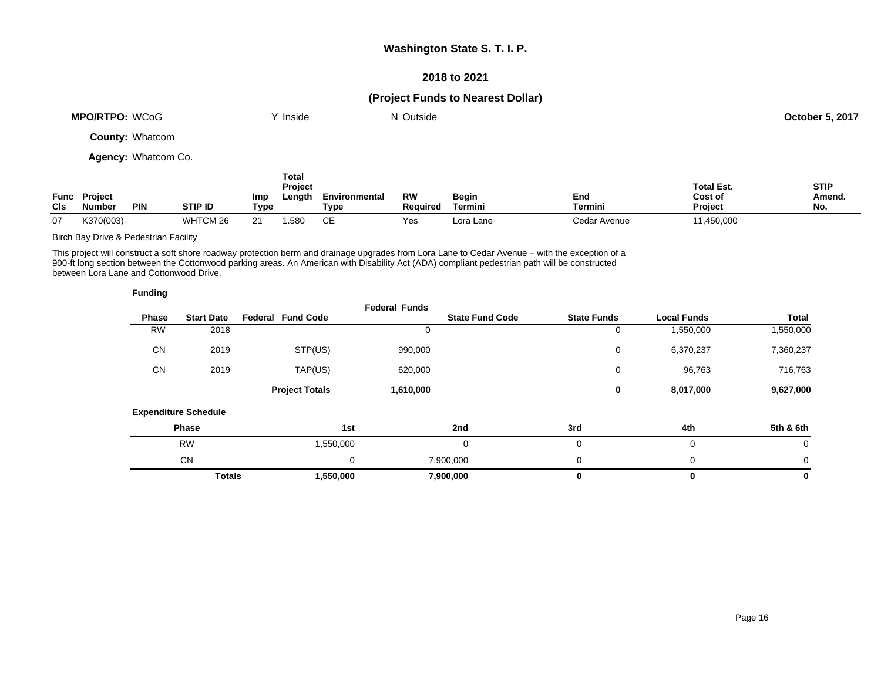## Washington State S. T. I. P.

### 2018 to 2021

### (Project Funds to Nearest Dollar)

**MPO/RTPO:** WCoG &nbsp;&nbsp;&nbsp;&nbsp; Y Inside &nbsp;&nbsp;&nbsp;&nbsp; N Outside &nbsp;&nbsp;&nbsp;&nbsp; **October 5, 2017**

**County:** Whatcom

**Agency:** Whatcom Co.

| Func Cls | Project Number | PIN | STIP ID | Imp Type | Total Project Length | Environmental Type | RW Required | Begin Termini | End Termini | Total Est. Cost of Project | STIP Amend. No. |
|---|---|---|---|---|---|---|---|---|---|---|---|
| 07 | K370(003) | | WHTCM 26 | 21 | 1.580 | CE | Yes | Lora Lane | Cedar Avenue | 11,450,000 | |

Birch Bay Drive & Pedestrian Facility

This project will construct a soft shore roadway protection berm and drainage upgrades from Lora Lane to Cedar Avenue – with the exception of a 900-ft long section between the Cottonwood parking areas. An American with Disability Act (ADA) compliant pedestrian path will be constructed between Lora Lane and Cottonwood Drive.

**Funding**

| Phase | Start Date | Federal Fund Code | Federal Funds | State Fund Code | State Funds | Local Funds | Total |
|---|---|---|---|---|---|---|---|
| RW | 2018 | | 0 | | 0 | 1,550,000 | 1,550,000 |
| CN | 2019 | STP(US) | 990,000 | | 0 | 6,370,237 | 7,360,237 |
| CN | 2019 | TAP(US) | 620,000 | | 0 | 96,763 | 716,763 |
| | | **Project Totals** | **1,610,000** | | **0** | **8,017,000** | **9,627,000** |

**Expenditure Schedule**

| Phase | 1st | 2nd | 3rd | 4th | 5th & 6th |
|---|---|---|---|---|---|
| RW | 1,550,000 | 0 | 0 | 0 | 0 |
| CN | 0 | 7,900,000 | 0 | 0 | 0 |
| **Totals** | **1,550,000** | **7,900,000** | **0** | **0** | **0** |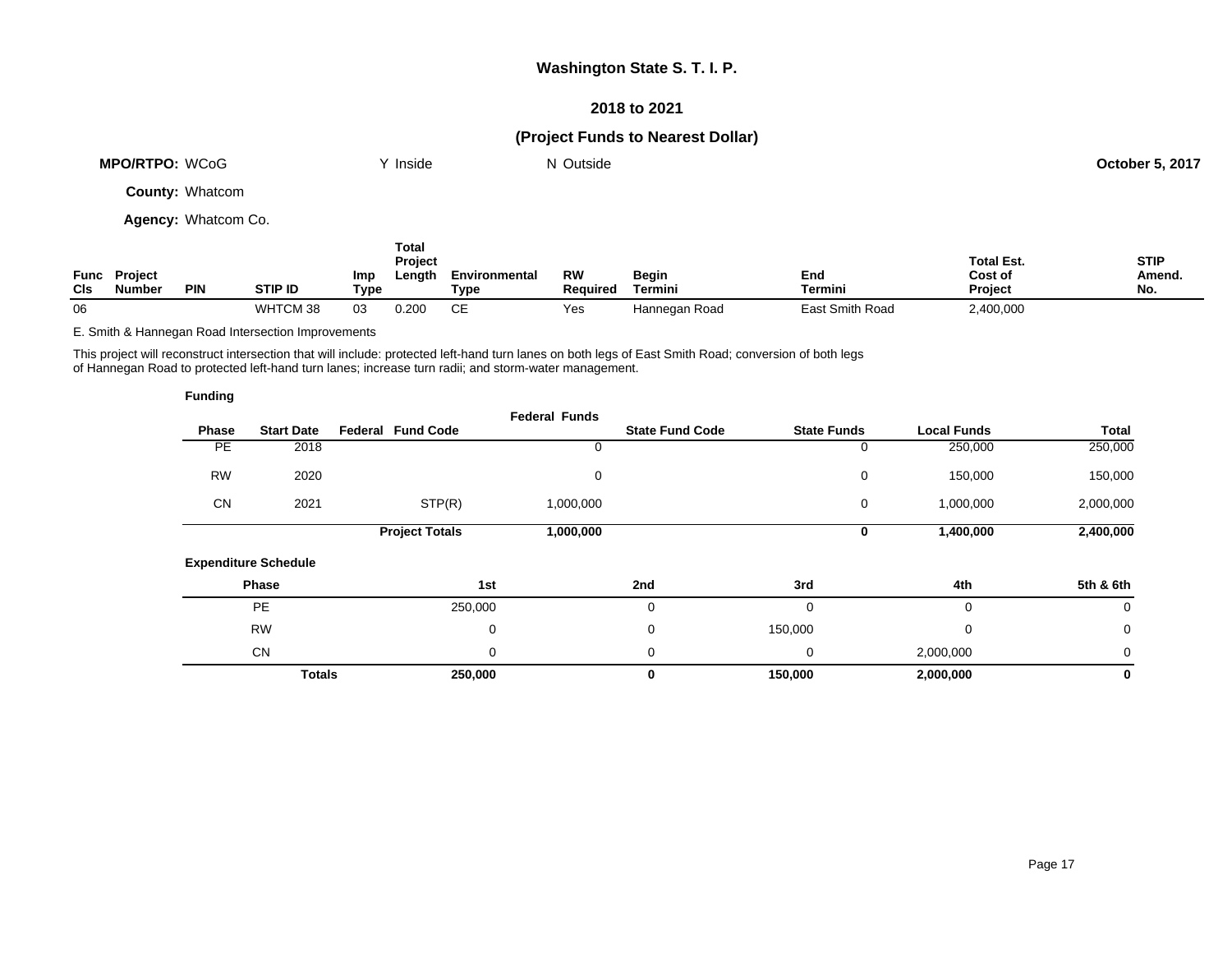# Washington State S. T. I. P.

## 2018 to 2021

## (Project Funds to Nearest Dollar)

**MPO/RTPO:** WCoG Y Inside N Outside **October 5, 2017**

**County:** Whatcom

**Agency:** Whatcom Co.

| Func Cls | Project Number | PIN | STIP ID | Imp Type | Total Project Length | Environmental Type | RW Required | Begin Termini | End Termini | Total Est. Cost of Project | STIP Amend. No. |
|---|---|---|---|---|---|---|---|---|---|---|---|
| 06 | | | WHTCM 38 | 03 | 0.200 | CE | Yes | Hannegan Road | East Smith Road | 2,400,000 | |

E. Smith & Hannegan Road Intersection Improvements

This project will reconstruct intersection that will include: protected left-hand turn lanes on both legs of East Smith Road; conversion of both legs of Hannegan Road to protected left-hand turn lanes; increase turn radii; and storm-water management.

**Funding**

| Phase | Start Date | Federal Fund Code | Federal Funds | State Fund Code | State Funds | Local Funds | Total |
|---|---|---|---|---|---|---|---|
| PE | 2018 | | 0 | | 0 | 250,000 | 250,000 |
| RW | 2020 | | 0 | | 0 | 150,000 | 150,000 |
| CN | 2021 | STP(R) | 1,000,000 | | 0 | 1,000,000 | 2,000,000 |
| | | **Project Totals** | **1,000,000** | | **0** | **1,400,000** | **2,400,000** |

**Expenditure Schedule**

| Phase | 1st | 2nd | 3rd | 4th | 5th & 6th |
|---|---|---|---|---|---|
| PE | 250,000 | 0 | 0 | 0 | 0 |
| RW | 0 | 0 | 150,000 | 0 | 0 |
| CN | 0 | 0 | 0 | 2,000,000 | 0 |
| **Totals** | **250,000** | **0** | **150,000** | **2,000,000** | **0** |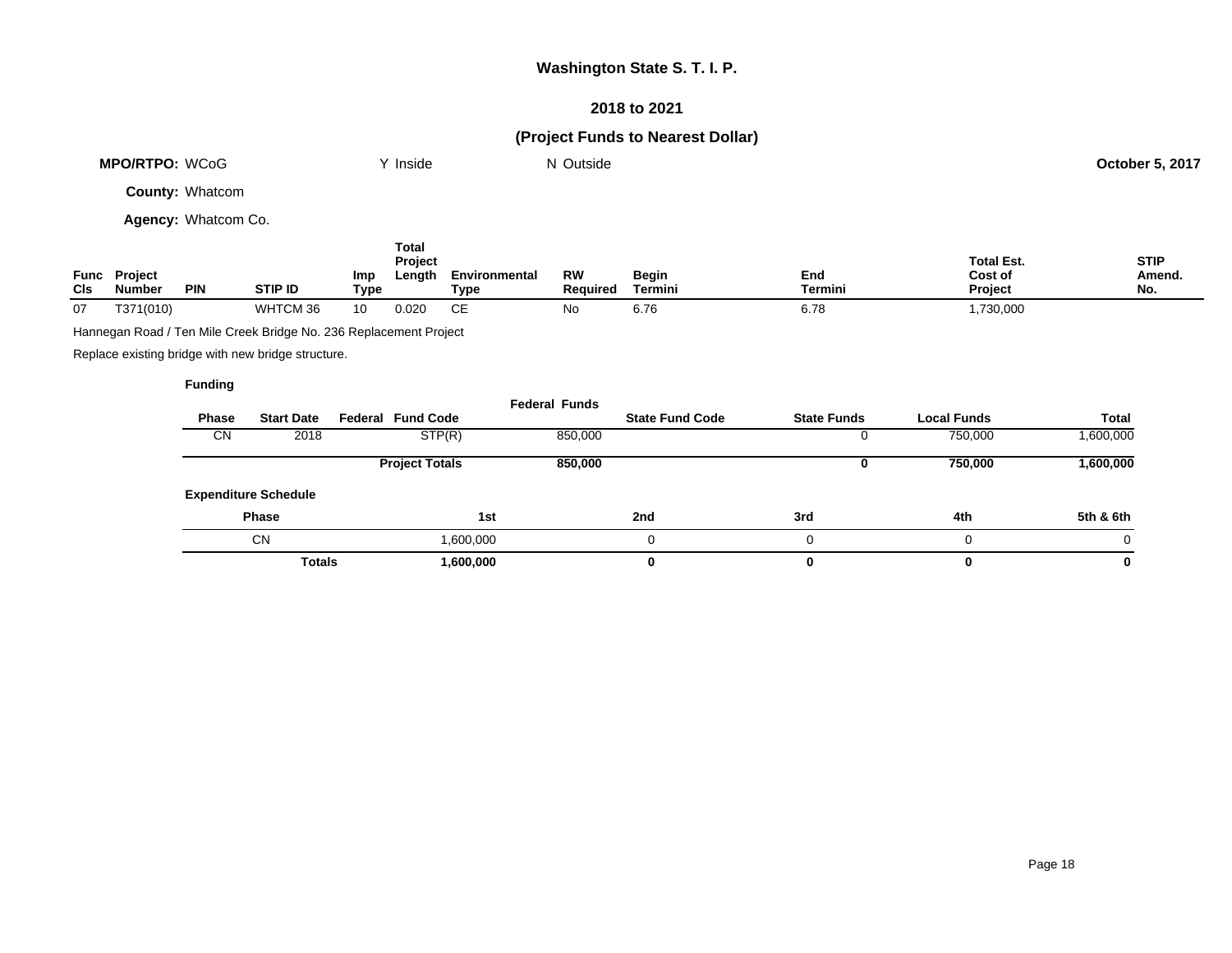# Washington State S. T. I. P.

## 2018 to 2021

## (Project Funds to Nearest Dollar)

**MPO/RTPO:** WCoG Y Inside N Outside **October 5, 2017**

**County:** Whatcom

**Agency:** Whatcom Co.

| Func Cls | Project Number | PIN | STIP ID | Imp Type | Total Project Length | Environmental Type | RW Required | Begin Termini | End Termini | Total Est. Cost of Project | STIP Amend. No. |
|---|---|---|---|---|---|---|---|---|---|---|---|
| 07 | T371(010) | | WHTCM 36 | 10 | 0.020 | CE | No | 6.76 | 6.78 | 1,730,000 | |

Hannegan Road / Ten Mile Creek Bridge No. 236 Replacement Project

Replace existing bridge with new bridge structure.

**Funding**

| Phase | Start Date | Federal Fund Code | Federal Funds | State Fund Code | State Funds | Local Funds | Total |
|---|---|---|---|---|---|---|---|
| CN | 2018 | STP(R) | 850,000 | | 0 | 750,000 | 1,600,000 |
| | | **Project Totals** | **850,000** | | **0** | **750,000** | **1,600,000** |

**Expenditure Schedule**

| Phase | 1st | 2nd | 3rd | 4th | 5th & 6th |
|---|---|---|---|---|---|
| CN | 1,600,000 | 0 | 0 | 0 | 0 |
| **Totals** | **1,600,000** | **0** | **0** | **0** | **0** |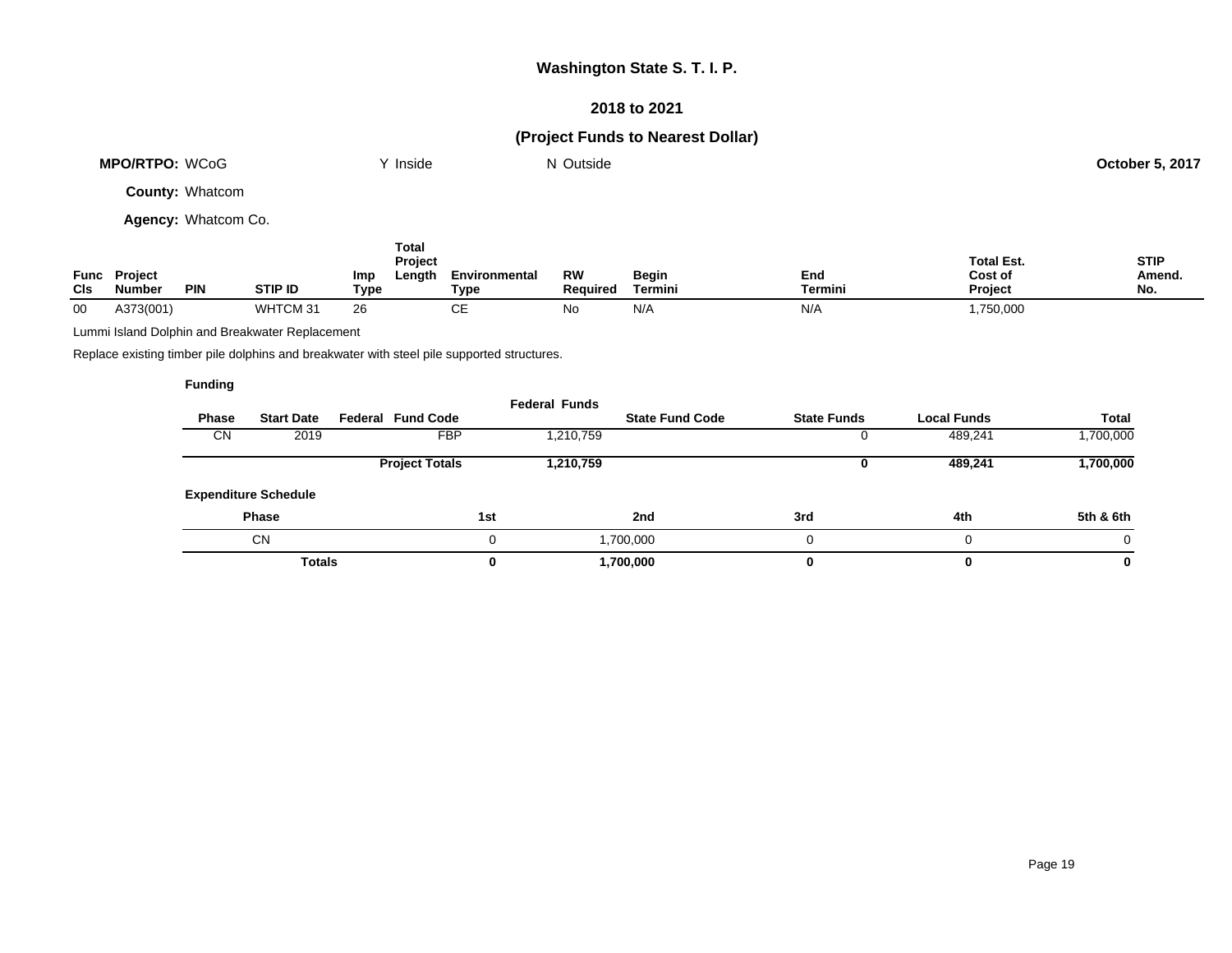# Washington State S. T. I. P.

## 2018 to 2021

## (Project Funds to Nearest Dollar)

**MPO/RTPO:** WCoG Y Inside N Outside **October 5, 2017**

**County:** Whatcom

**Agency:** Whatcom Co.

| Func Cls | Project Number | PIN | STIP ID | Imp Type | Total Project Length | Environmental Type | RW Required | Begin Termini | End Termini | Total Est. Cost of Project | STIP Amend. No. |
|---|---|---|---|---|---|---|---|---|---|---|---|
| 00 | A373(001) | | WHTCM 31 | 26 | | CE | No | N/A | N/A | 1,750,000 | |

Lummi Island Dolphin and Breakwater Replacement

Replace existing timber pile dolphins and breakwater with steel pile supported structures.

**Funding**

| Phase | Start Date | Federal Fund Code | Federal Funds | State Fund Code | State Funds | Local Funds | Total |
|---|---|---|---|---|---|---|---|
| CN | 2019 | FBP | 1,210,759 | | 0 | 489,241 | 1,700,000 |
| | | **Project Totals** | **1,210,759** | | **0** | **489,241** | **1,700,000** |

**Expenditure Schedule**

| Phase | 1st | 2nd | 3rd | 4th | 5th & 6th |
|---|---|---|---|---|---|
| CN | 0 | 1,700,000 | 0 | 0 | 0 |
| **Totals** | **0** | **1,700,000** | **0** | **0** | **0** |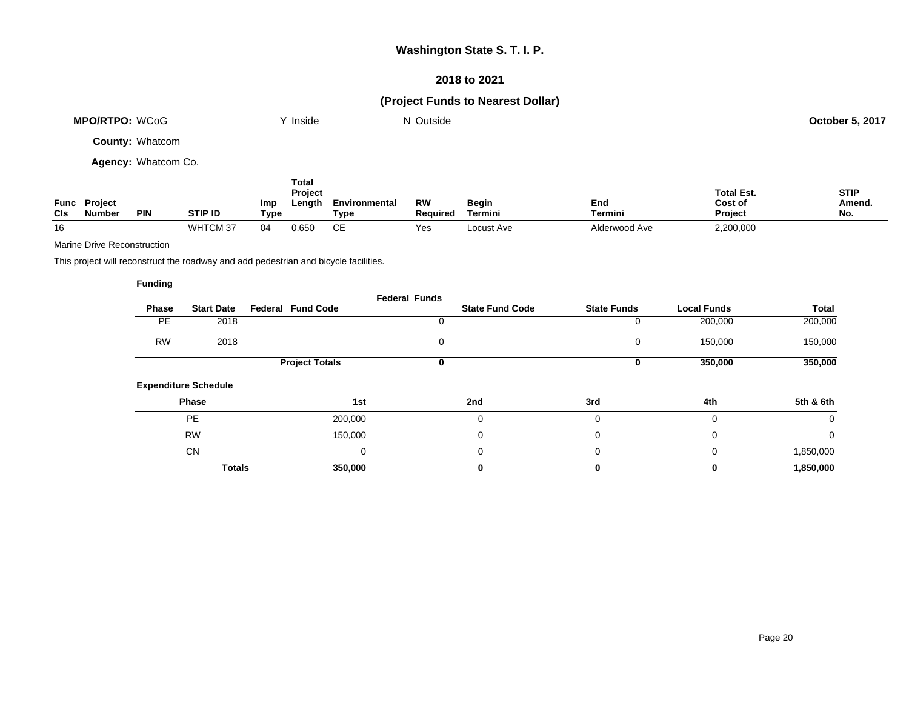# Washington State S. T. I. P.

## 2018 to 2021

## (Project Funds to Nearest Dollar)

**MPO/RTPO:** WCoG    Y Inside    N Outside    **October 5, 2017**

**County:** Whatcom

**Agency:** Whatcom Co.

| Func Cls | Project Number | PIN | STIP ID | Imp Type | Total Project Length | Environmental Type | RW Required | Begin Termini | End Termini | Total Est. Cost of Project | STIP Amend. No. |
|---|---|---|---|---|---|---|---|---|---|---|---|
| 16 | | | WHTCM 37 | 04 | 0.650 | CE | Yes | Locust Ave | Alderwood Ave | 2,200,000 | |

Marine Drive Reconstruction

This project will reconstruct the roadway and add pedestrian and bicycle facilities.

**Funding**

| Phase | Start Date | Federal Fund Code | Federal Funds | State Fund Code | State Funds | Local Funds | Total |
|---|---|---|---|---|---|---|---|
| PE | 2018 | | 0 | | 0 | 200,000 | 200,000 |
| RW | 2018 | | 0 | | 0 | 150,000 | 150,000 |
| | | **Project Totals** | **0** | | **0** | **350,000** | **350,000** |

**Expenditure Schedule**

| Phase | 1st | 2nd | 3rd | 4th | 5th & 6th |
|---|---|---|---|---|---|
| PE | 200,000 | 0 | 0 | 0 | 0 |
| RW | 150,000 | 0 | 0 | 0 | 0 |
| CN | 0 | 0 | 0 | 0 | 1,850,000 |
| **Totals** | **350,000** | **0** | **0** | **0** | **1,850,000** |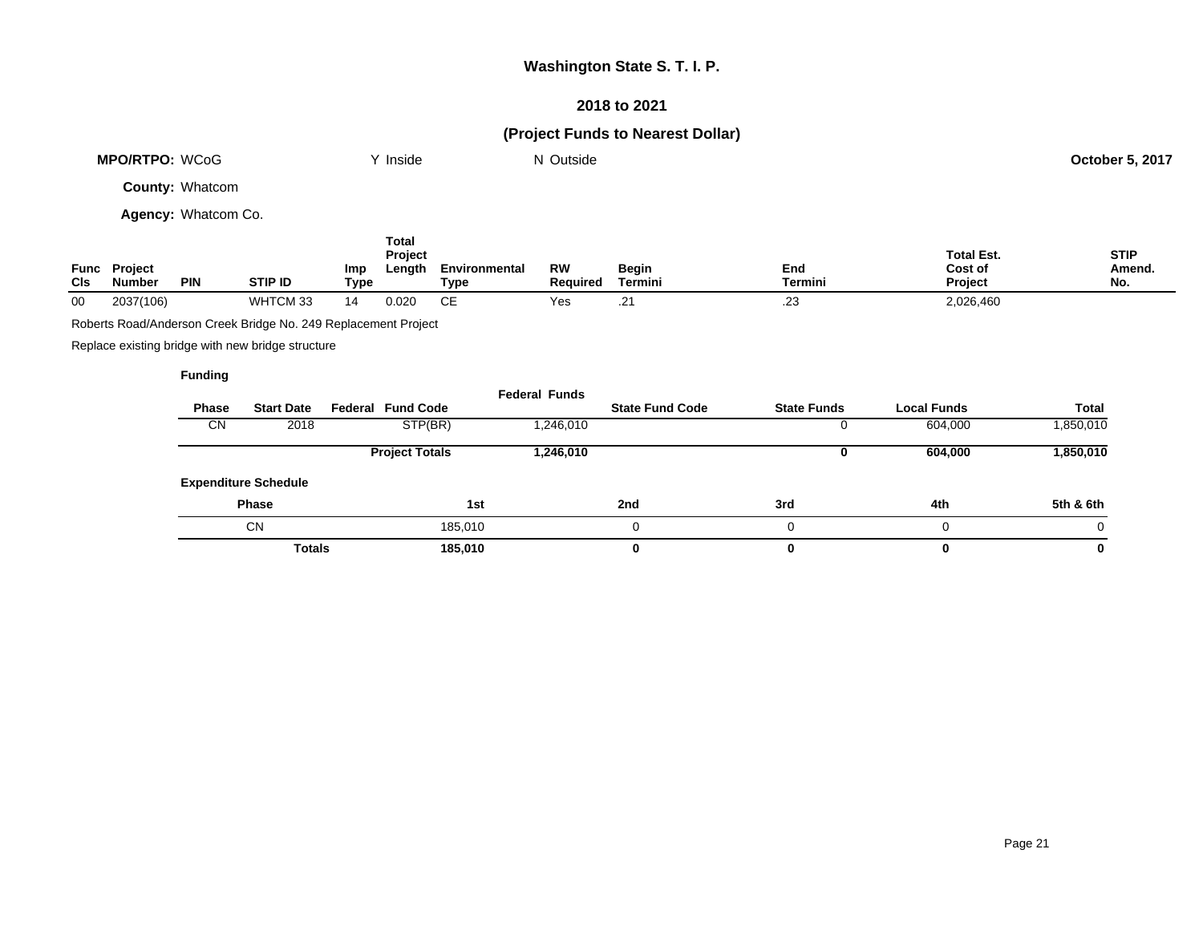# Washington State S. T. I. P.

## 2018 to 2021

## (Project Funds to Nearest Dollar)

**MPO/RTPO:** WCoG Y Inside N Outside **October 5, 2017**

**County:** Whatcom

**Agency:** Whatcom Co.

| Func Cls | Project Number | PIN | STIP ID | Imp Type | Total Project Length | Environmental Type | RW Required | Begin Termini | End Termini | Total Est. Cost of Project | STIP Amend. No. |
|---|---|---|---|---|---|---|---|---|---|---|---|
| 00 | 2037(106) | | WHTCM 33 | 14 | 0.020 | CE | Yes | .21 | .23 | 2,026,460 | |

Roberts Road/Anderson Creek Bridge No. 249 Replacement Project

Replace existing bridge with new bridge structure

**Funding**

| Phase | Start Date | Federal Fund Code | Federal Funds | State Fund Code | State Funds | Local Funds | Total |
|---|---|---|---|---|---|---|---|
| CN | 2018 | STP(BR) | 1,246,010 | | 0 | 604,000 | 1,850,010 |
| | | **Project Totals** | **1,246,010** | | **0** | **604,000** | **1,850,010** |

**Expenditure Schedule**

| Phase | 1st | 2nd | 3rd | 4th | 5th & 6th |
|---|---|---|---|---|---|
| CN | 185,010 | 0 | 0 | 0 | 0 |
| **Totals** | **185,010** | **0** | **0** | **0** | **0** |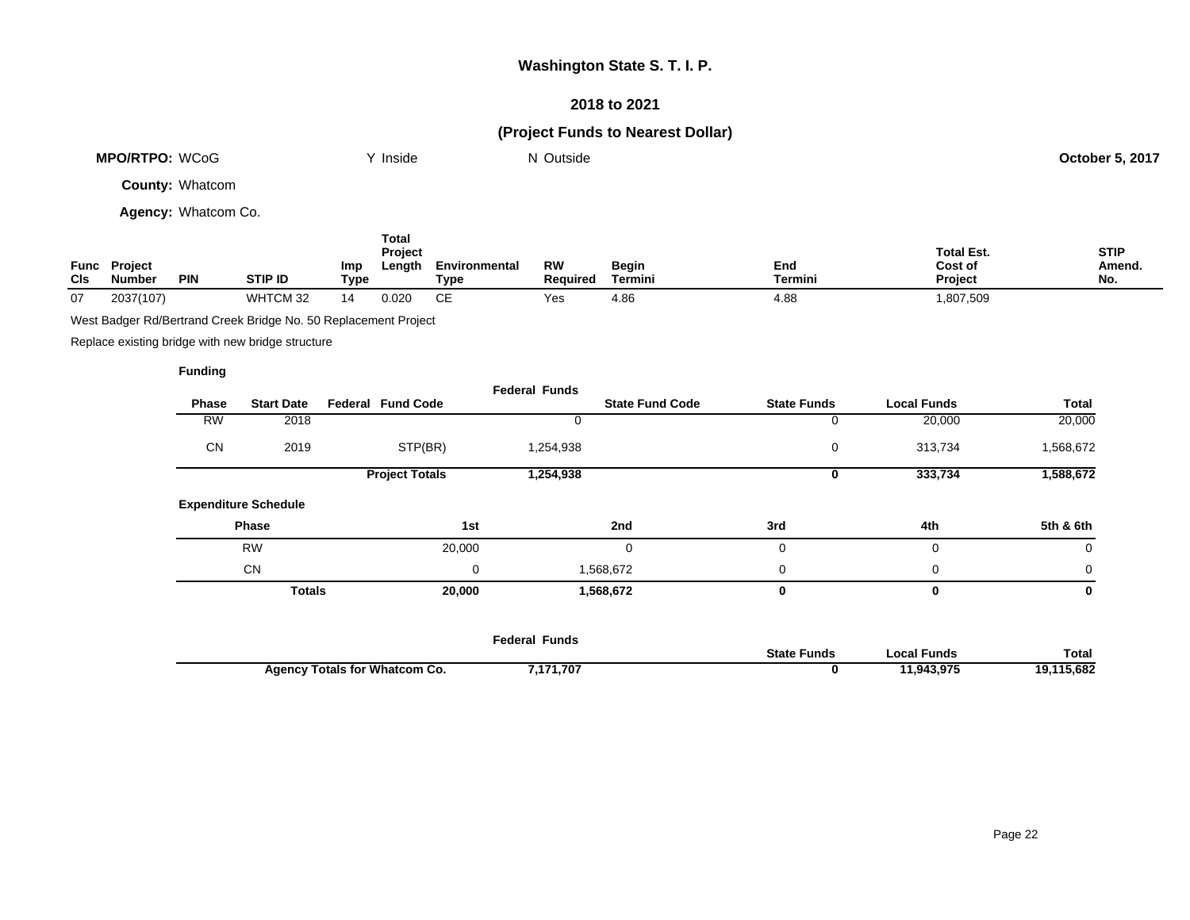# Washington State S. T. I. P.

## 2018 to 2021

## (Project Funds to Nearest Dollar)

**MPO/RTPO:** WCoG  Y Inside  N Outside  **October 5, 2017**

**County:** Whatcom

**Agency:** Whatcom Co.

| Func Cls | Project Number | PIN | STIP ID | Imp Type | Total Project Length | Environmental Type | RW Required | Begin Termini | End Termini | Total Est. Cost of Project | STIP Amend. No. |
|---|---|---|---|---|---|---|---|---|---|---|---|
| 07 | 2037(107) | | WHTCM 32 | 14 | 0.020 | CE | Yes | 4.86 | 4.88 | 1,807,509 | |

West Badger Rd/Bertrand Creek Bridge No. 50 Replacement Project

Replace existing bridge with new bridge structure

**Funding**

| Phase | Start Date | Federal Fund Code | Federal Funds | State Fund Code | State Funds | Local Funds | Total |
|---|---|---|---|---|---|---|---|
| RW | 2018 | | 0 | | 0 | 20,000 | 20,000 |
| CN | 2019 | STP(BR) | 1,254,938 | | 0 | 313,734 | 1,568,672 |
| | | **Project Totals** | **1,254,938** | | **0** | **333,734** | **1,588,672** |

**Expenditure Schedule**

| Phase | 1st | 2nd | 3rd | 4th | 5th & 6th |
|---|---|---|---|---|---|
| RW | 20,000 | 0 | 0 | 0 | 0 |
| CN | 0 | 1,568,672 | 0 | 0 | 0 |
| **Totals** | **20,000** | **1,568,672** | **0** | **0** | **0** |

| | Federal Funds | State Funds | Local Funds | Total |
|---|---|---|---|---|
| **Agency Totals for Whatcom Co.** | **7,171,707** | **0** | **11,943,975** | **19,115,682** |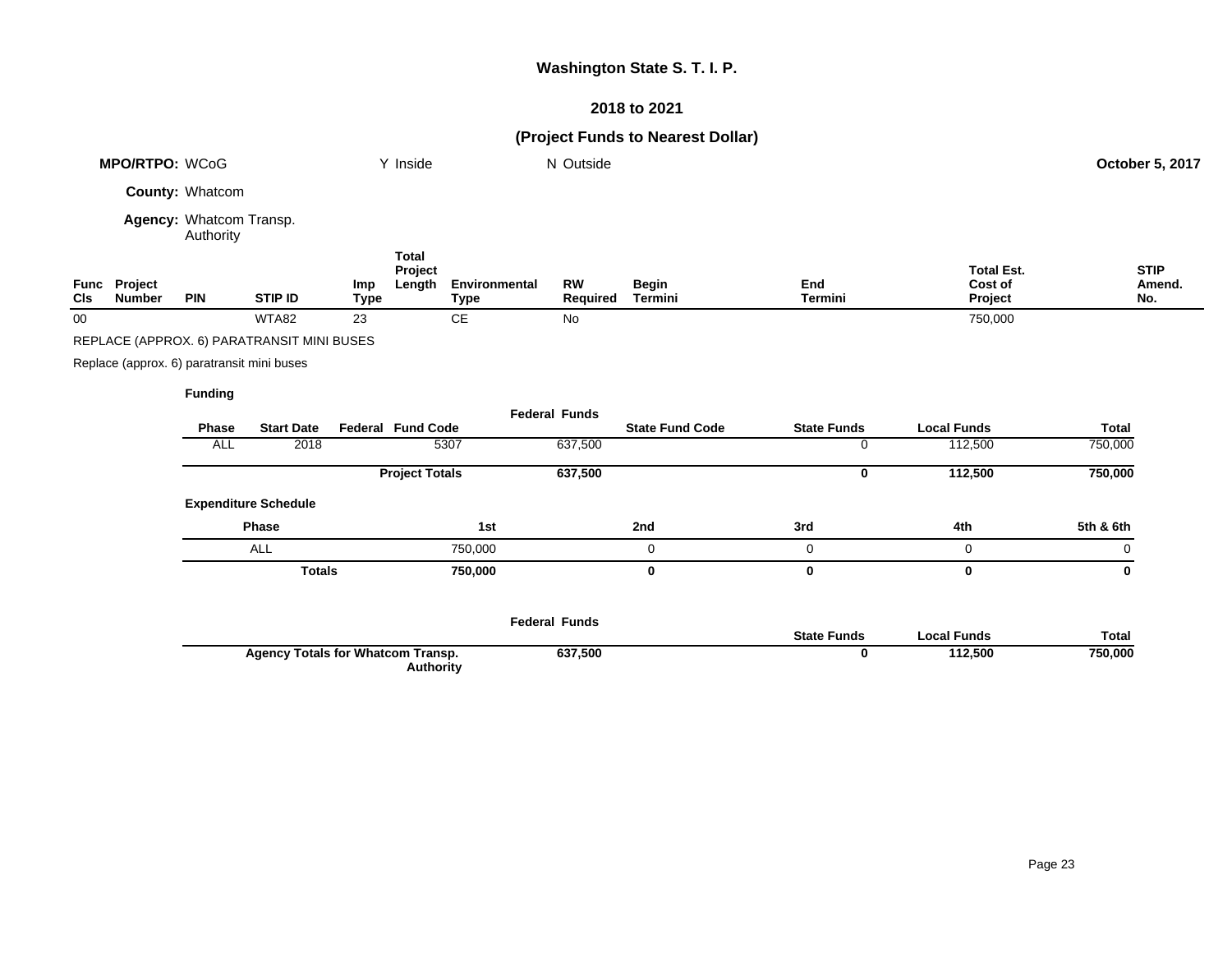# Washington State S. T. I. P.

## 2018 to 2021

## (Project Funds to Nearest Dollar)

**MPO/RTPO:** WCoG Y Inside N Outside **October 5, 2017**

**County:** Whatcom

**Agency:** Whatcom Transp. Authority

| Func Cls | Project Number | PIN | STIP ID | Imp Type | Total Project Length | Environmental Type | RW Required | Begin Termini | End Termini | Total Est. Cost of Project | STIP Amend. No. |
|---|---|---|---|---|---|---|---|---|---|---|---|
| 00 | | | WTA82 | 23 | | CE | No | | | 750,000 | |

REPLACE (APPROX. 6) PARATRANSIT MINI BUSES

Replace (approx. 6) paratransit mini buses

**Funding**

| Phase | Start Date | Federal Fund Code | Federal Funds | State Fund Code | State Funds | Local Funds | Total |
|---|---|---|---|---|---|---|---|
| ALL | 2018 | 5307 | 637,500 | | 0 | 112,500 | 750,000 |
| | | **Project Totals** | **637,500** | | **0** | **112,500** | **750,000** |

**Expenditure Schedule**

| Phase | 1st | 2nd | 3rd | 4th | 5th & 6th |
|---|---|---|---|---|---|
| ALL | 750,000 | 0 | 0 | 0 | 0 |
| **Totals** | **750,000** | **0** | **0** | **0** | **0** |

| | Federal Funds | State Funds | Local Funds | Total |
|---|---|---|---|---|
| **Agency Totals for Whatcom Transp. Authority** | **637,500** | **0** | **112,500** | **750,000** |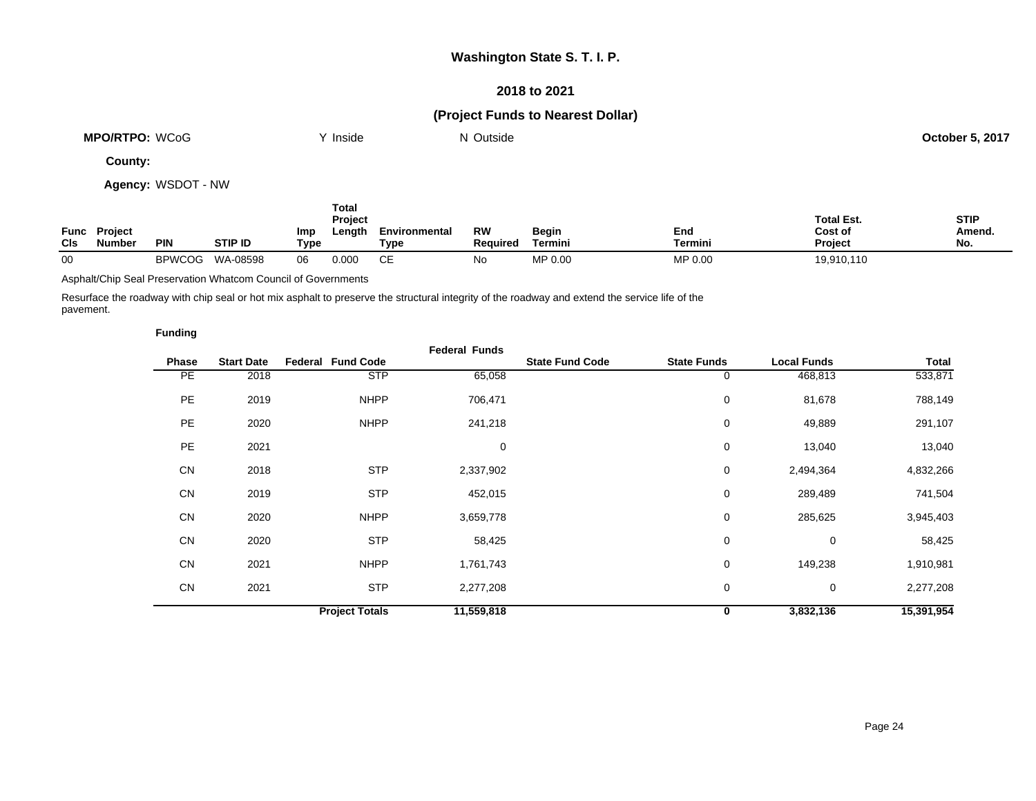# Washington State S. T. I. P.

## 2018 to 2021

## (Project Funds to Nearest Dollar)

**MPO/RTPO:** WCoG &nbsp;&nbsp;&nbsp;&nbsp; Y Inside &nbsp;&nbsp;&nbsp;&nbsp; N Outside &nbsp;&nbsp;&nbsp;&nbsp; **October 5, 2017**

**County:**

**Agency:** WSDOT - NW

| Func Cls | Project Number | PIN | STIP ID | Imp Type | Total Project Length | Environmental Type | RW Required | Begin Termini | End Termini | Total Est. Cost of Project | STIP Amend. No. |
|---|---|---|---|---|---|---|---|---|---|---|---|
| 00 | | BPWCOG | WA-08598 | 06 | 0.000 | CE | No | MP 0.00 | MP 0.00 | 19,910,110 | |

Asphalt/Chip Seal Preservation Whatcom Council of Governments

Resurface the roadway with chip seal or hot mix asphalt to preserve the structural integrity of the roadway and extend the service life of the pavement.

**Funding**

| Phase | Start Date | Federal Fund Code | Federal Funds | State Fund Code | State Funds | Local Funds | Total |
|---|---|---|---|---|---|---|---|
| PE | 2018 | STP | 65,058 | | 0 | 468,813 | 533,871 |
| PE | 2019 | NHPP | 706,471 | | 0 | 81,678 | 788,149 |
| PE | 2020 | NHPP | 241,218 | | 0 | 49,889 | 291,107 |
| PE | 2021 | | 0 | | 0 | 13,040 | 13,040 |
| CN | 2018 | STP | 2,337,902 | | 0 | 2,494,364 | 4,832,266 |
| CN | 2019 | STP | 452,015 | | 0 | 289,489 | 741,504 |
| CN | 2020 | NHPP | 3,659,778 | | 0 | 285,625 | 3,945,403 |
| CN | 2020 | STP | 58,425 | | 0 | 0 | 58,425 |
| CN | 2021 | NHPP | 1,761,743 | | 0 | 149,238 | 1,910,981 |
| CN | 2021 | STP | 2,277,208 | | 0 | 0 | 2,277,208 |
| | | **Project Totals** | **11,559,818** | | **0** | **3,832,136** | **15,391,954** |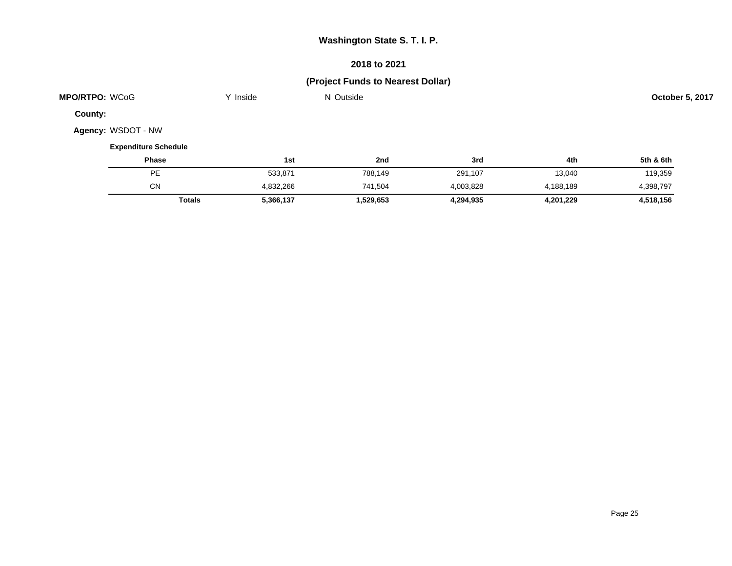**Washington State S. T. I. P.**

**2018 to 2021**

**(Project Funds to Nearest Dollar)**

**MPO/RTPO:** WCoG    Y Inside    N Outside    **October 5, 2017**

**County:**

**Agency:** WSDOT - NW

**Expenditure Schedule**

| Phase | 1st | 2nd | 3rd | 4th | 5th & 6th |
|---|---|---|---|---|---|
| PE | 533,871 | 788,149 | 291,107 | 13,040 | 119,359 |
| CN | 4,832,266 | 741,504 | 4,003,828 | 4,188,189 | 4,398,797 |
| **Totals** | **5,366,137** | **1,529,653** | **4,294,935** | **4,201,229** | **4,518,156** |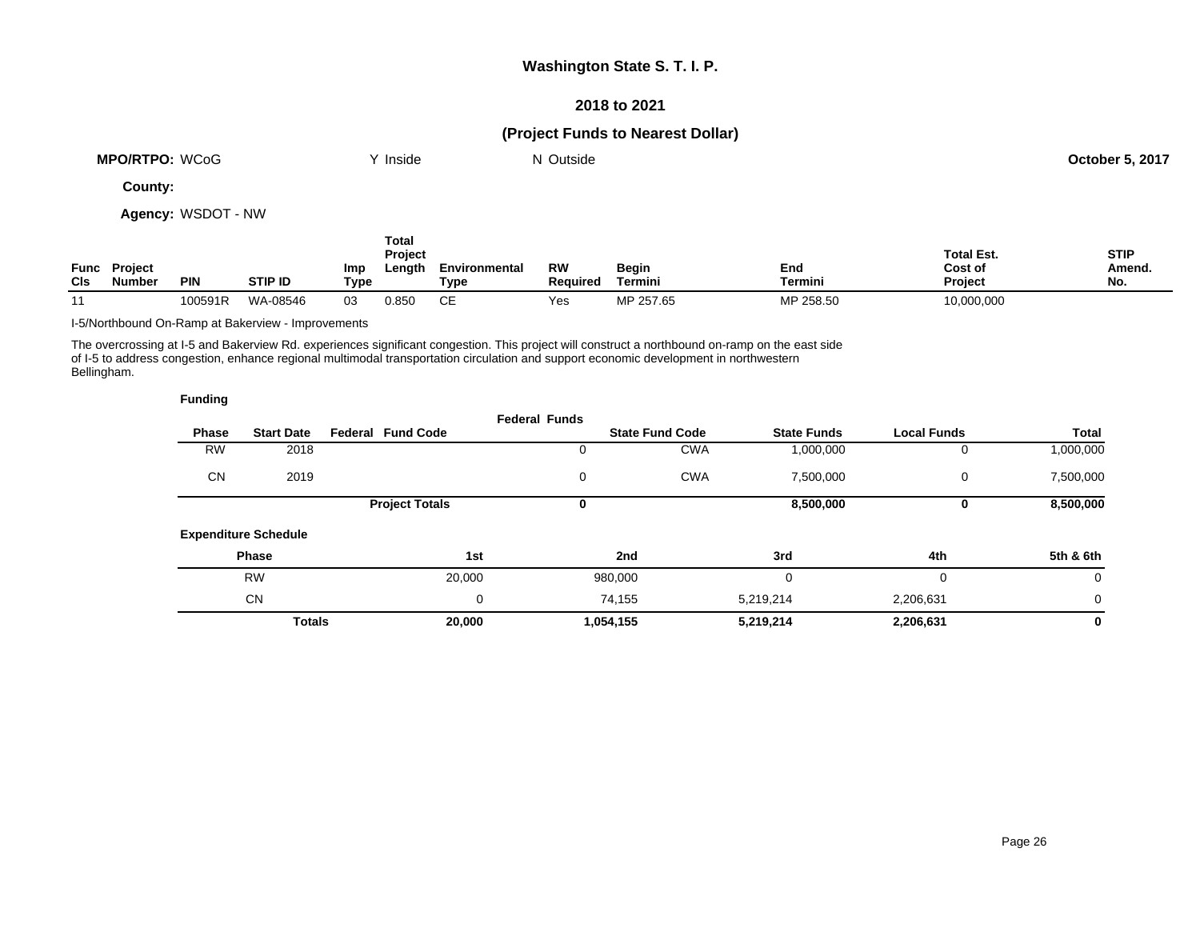# Washington State S. T. I. P.

## 2018 to 2021

## (Project Funds to Nearest Dollar)

**MPO/RTPO:** WCoG &nbsp;&nbsp;&nbsp;&nbsp; Y Inside &nbsp;&nbsp;&nbsp;&nbsp; N Outside &nbsp;&nbsp;&nbsp;&nbsp; **October 5, 2017**

**County:**

**Agency:** WSDOT - NW

| Func Cls | Project Number | PIN | STIP ID | Imp Type | Total Project Length | Environmental Type | RW Required | Begin Termini | End Termini | Total Est. Cost of Project | STIP Amend. No. |
|---|---|---|---|---|---|---|---|---|---|---|---|
| 11 | | 100591R | WA-08546 | 03 | 0.850 | CE | Yes | MP 257.65 | MP 258.50 | 10,000,000 | |

I-5/Northbound On-Ramp at Bakerview - Improvements

The overcrossing at I-5 and Bakerview Rd. experiences significant congestion. This project will construct a northbound on-ramp on the east side of I-5 to address congestion, enhance regional multimodal transportation circulation and support economic development in northwestern Bellingham.

**Funding**

| Phase | Start Date | Federal Fund Code | Federal Funds | State Fund Code | State Funds | Local Funds | Total |
|---|---|---|---|---|---|---|---|
| RW | 2018 | | 0 | CWA | 1,000,000 | 0 | 1,000,000 |
| CN | 2019 | | 0 | CWA | 7,500,000 | 0 | 7,500,000 |
| | | **Project Totals** | **0** | | **8,500,000** | **0** | **8,500,000** |

**Expenditure Schedule**

| Phase | 1st | 2nd | 3rd | 4th | 5th & 6th |
|---|---|---|---|---|---|
| RW | 20,000 | 980,000 | 0 | 0 | 0 |
| CN | 0 | 74,155 | 5,219,214 | 2,206,631 | 0 |
| **Totals** | **20,000** | **1,054,155** | **5,219,214** | **2,206,631** | **0** |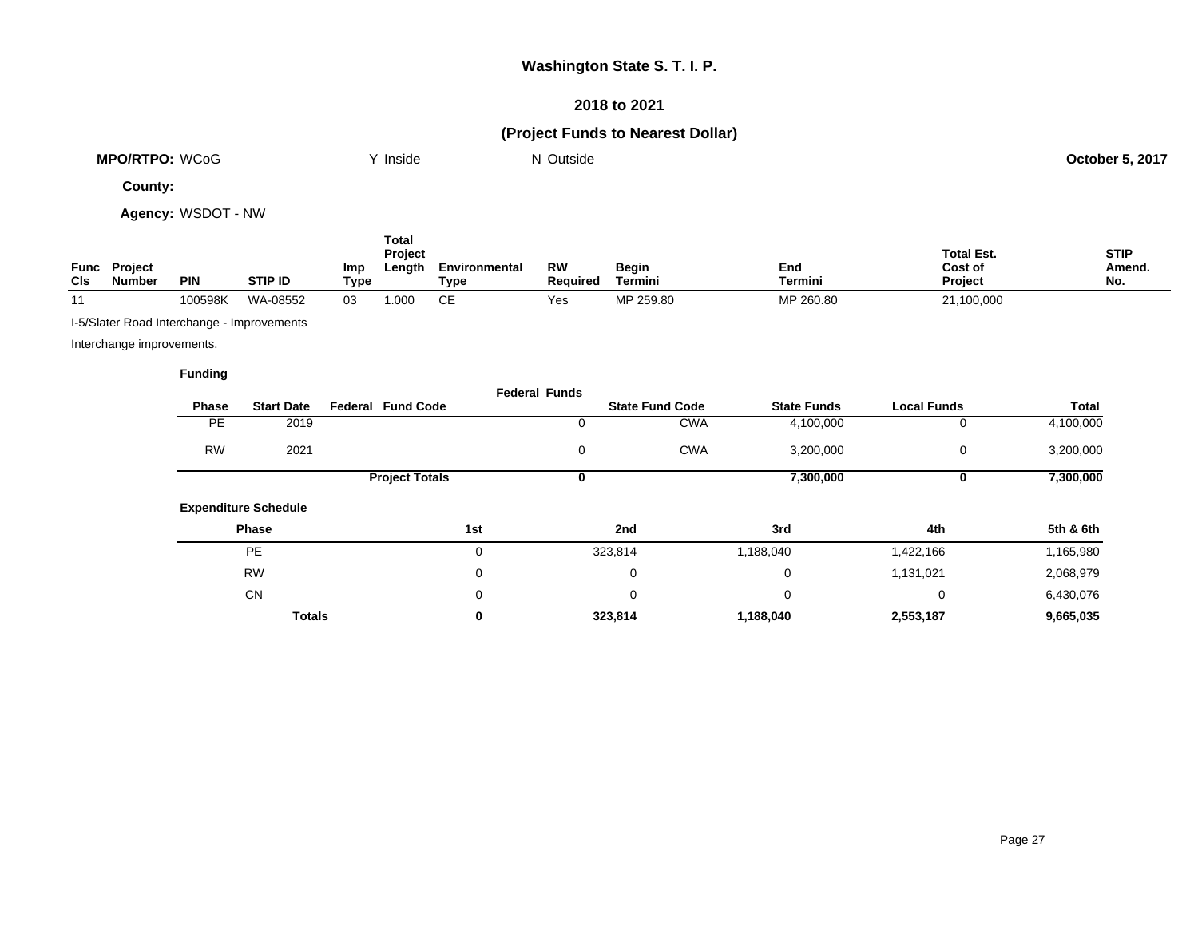# Washington State S. T. I. P.

## 2018 to 2021

## (Project Funds to Nearest Dollar)

**MPO/RTPO:** WCoG | Y Inside | N Outside | **October 5, 2017**

**County:**

**Agency:** WSDOT - NW

| Func Cls | Project Number | PIN | STIP ID | Imp Type | Total Project Length | Environmental Type | RW Required | Begin Termini | End Termini | Total Est. Cost of Project | STIP Amend. No. |
|---|---|---|---|---|---|---|---|---|---|---|---|
| 11 | | 100598K | WA-08552 | 03 | 1.000 | CE | Yes | MP 259.80 | MP 260.80 | 21,100,000 | |

I-5/Slater Road Interchange - Improvements

Interchange improvements.

**Funding**

| Phase | Start Date | Federal Fund Code | Federal Funds | State Fund Code | State Funds | Local Funds | Total |
|---|---|---|---|---|---|---|---|
| PE | 2019 | | 0 | CWA | 4,100,000 | 0 | 4,100,000 |
| RW | 2021 | | 0 | CWA | 3,200,000 | 0 | 3,200,000 |
| | | **Project Totals** | **0** | | **7,300,000** | **0** | **7,300,000** |

**Expenditure Schedule**

| Phase | 1st | 2nd | 3rd | 4th | 5th & 6th |
|---|---|---|---|---|---|
| PE | 0 | 323,814 | 1,188,040 | 1,422,166 | 1,165,980 |
| RW | 0 | 0 | 0 | 1,131,021 | 2,068,979 |
| CN | 0 | 0 | 0 | 0 | 6,430,076 |
| **Totals** | **0** | **323,814** | **1,188,040** | **2,553,187** | **9,665,035** |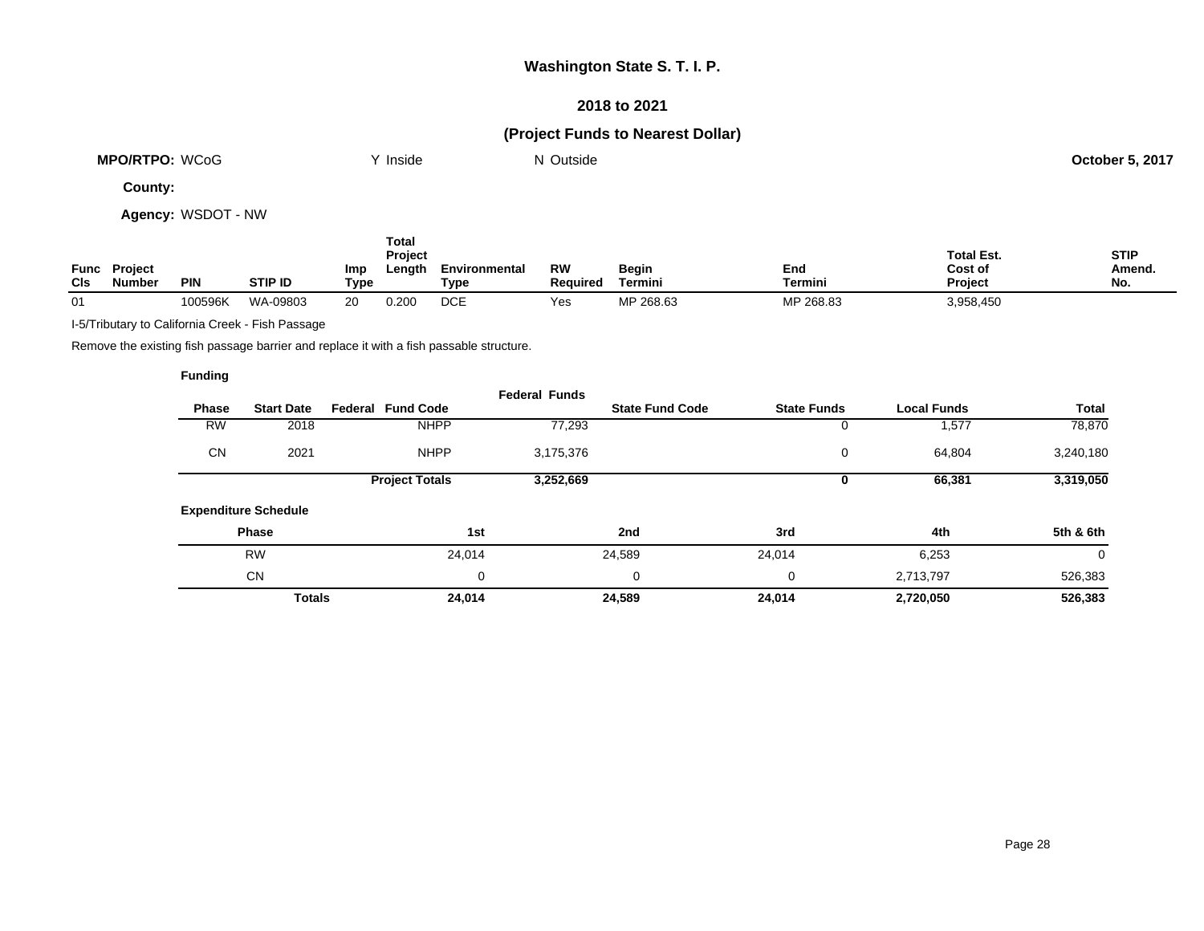# Washington State S. T. I. P.

## 2018 to 2021

## (Project Funds to Nearest Dollar)

**MPO/RTPO:** WCoG    Y Inside    N Outside    **October 5, 2017**

**County:**

**Agency:** WSDOT - NW

| Func Cls | Project Number | PIN | STIP ID | Imp Type | Total Project Length | Environmental Type | RW Required | Begin Termini | End Termini | Total Est. Cost of Project | STIP Amend. No. |
|---|---|---|---|---|---|---|---|---|---|---|---|
| 01 | | 100596K | WA-09803 | 20 | 0.200 | DCE | Yes | MP 268.63 | MP 268.83 | 3,958,450 | |

I-5/Tributary to California Creek - Fish Passage

Remove the existing fish passage barrier and replace it with a fish passable structure.

**Funding**

| Phase | Start Date | Federal Fund Code | Federal Funds | State Fund Code | State Funds | Local Funds | Total |
|---|---|---|---|---|---|---|---|
| RW | 2018 | NHPP | 77,293 | | 0 | 1,577 | 78,870 |
| CN | 2021 | NHPP | 3,175,376 | | 0 | 64,804 | 3,240,180 |
| | | **Project Totals** | **3,252,669** | | **0** | **66,381** | **3,319,050** |

**Expenditure Schedule**

| Phase | 1st | 2nd | 3rd | 4th | 5th & 6th |
|---|---|---|---|---|---|
| RW | 24,014 | 24,589 | 24,014 | 6,253 | 0 |
| CN | 0 | 0 | 0 | 2,713,797 | 526,383 |
| **Totals** | **24,014** | **24,589** | **24,014** | **2,720,050** | **526,383** |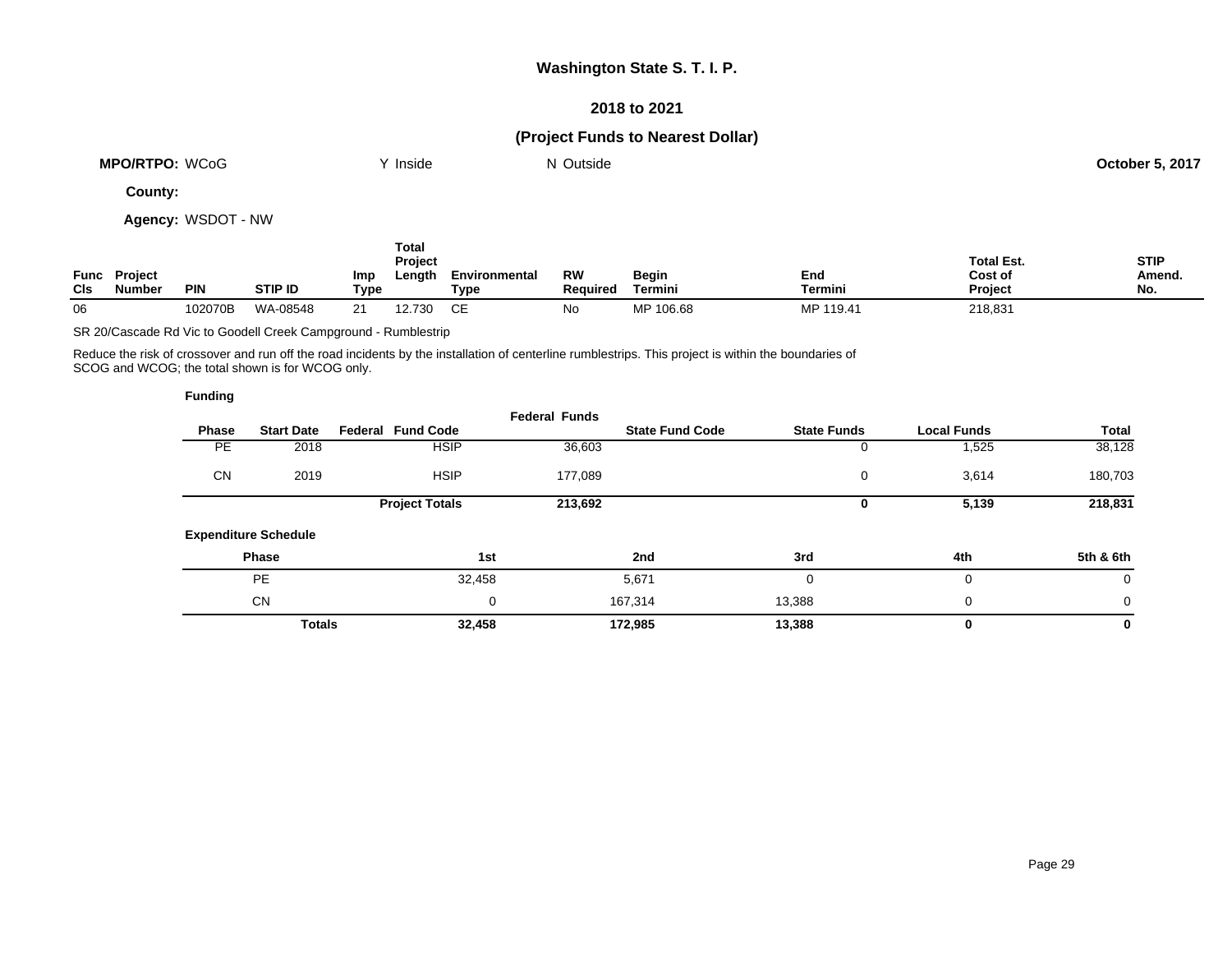# Washington State S. T. I. P.

## 2018 to 2021

### (Project Funds to Nearest Dollar)

**MPO/RTPO:** WCoG &nbsp;&nbsp;&nbsp; Y Inside &nbsp;&nbsp;&nbsp; N Outside &nbsp;&nbsp;&nbsp; **October 5, 2017**

**County:**

**Agency:** WSDOT - NW

| Func Cls | Project Number | PIN | STIP ID | Imp Type | Total Project Length | Environmental Type | RW Required | Begin Termini | End Termini | Total Est. Cost of Project | STIP Amend. No. |
|---|---|---|---|---|---|---|---|---|---|---|---|
| 06 | | 102070B | WA-08548 | 21 | 12.730 | CE | No | MP 106.68 | MP 119.41 | 218,831 | |

SR 20/Cascade Rd Vic to Goodell Creek Campground - Rumblestrip

Reduce the risk of crossover and run off the road incidents by the installation of centerline rumblestrips. This project is within the boundaries of SCOG and WCOG; the total shown is for WCOG only.

**Funding**

| Phase | Start Date | Federal Fund Code | Federal Funds | State Fund Code | State Funds | Local Funds | Total |
|---|---|---|---|---|---|---|---|
| PE | 2018 | HSIP | 36,603 | | 0 | 1,525 | 38,128 |
| CN | 2019 | HSIP | 177,089 | | 0 | 3,614 | 180,703 |
| | | **Project Totals** | **213,692** | | **0** | **5,139** | **218,831** |

**Expenditure Schedule**

| Phase | 1st | 2nd | 3rd | 4th | 5th & 6th |
|---|---|---|---|---|---|
| PE | 32,458 | 5,671 | 0 | 0 | 0 |
| CN | 0 | 167,314 | 13,388 | 0 | 0 |
| **Totals** | **32,458** | **172,985** | **13,388** | **0** | **0** |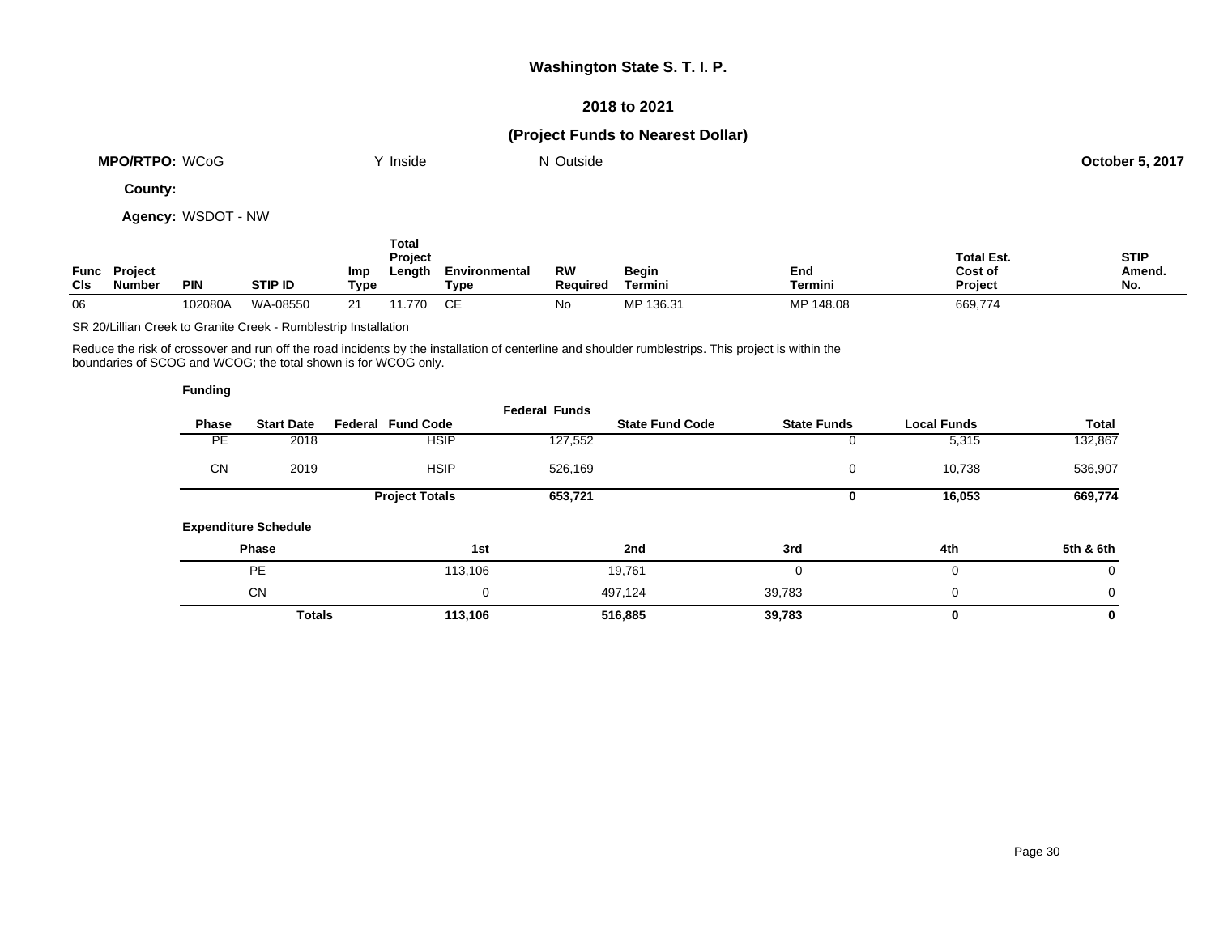# Washington State S. T. I. P.

## 2018 to 2021

### (Project Funds to Nearest Dollar)

**MPO/RTPO:** WCoG     Y Inside     N Outside     **October 5, 2017**

**County:**

**Agency:** WSDOT - NW

| Func Cls | Project Number | PIN | STIP ID | Imp Type | Total Project Length | Environmental Type | RW Required | Begin Termini | End Termini | Total Est. Cost of Project | STIP Amend. No. |
|---|---|---|---|---|---|---|---|---|---|---|---|
| 06 | | 102080A | WA-08550 | 21 | 11.770 | CE | No | MP 136.31 | MP 148.08 | 669,774 | |

SR 20/Lillian Creek to Granite Creek - Rumblestrip Installation

Reduce the risk of crossover and run off the road incidents by the installation of centerline and shoulder rumblestrips. This project is within the boundaries of SCOG and WCOG; the total shown is for WCOG only.

**Funding**

| Phase | Start Date | Federal Fund Code | Federal Funds | State Fund Code | State Funds | Local Funds | Total |
|---|---|---|---|---|---|---|---|
| PE | 2018 | HSIP | 127,552 | | 0 | 5,315 | 132,867 |
| CN | 2019 | HSIP | 526,169 | | 0 | 10,738 | 536,907 |
| | | **Project Totals** | **653,721** | | **0** | **16,053** | **669,774** |

**Expenditure Schedule**

| Phase | 1st | 2nd | 3rd | 4th | 5th & 6th |
|---|---|---|---|---|---|
| PE | 113,106 | 19,761 | 0 | 0 | 0 |
| CN | 0 | 497,124 | 39,783 | 0 | 0 |
| **Totals** | **113,106** | **516,885** | **39,783** | **0** | **0** |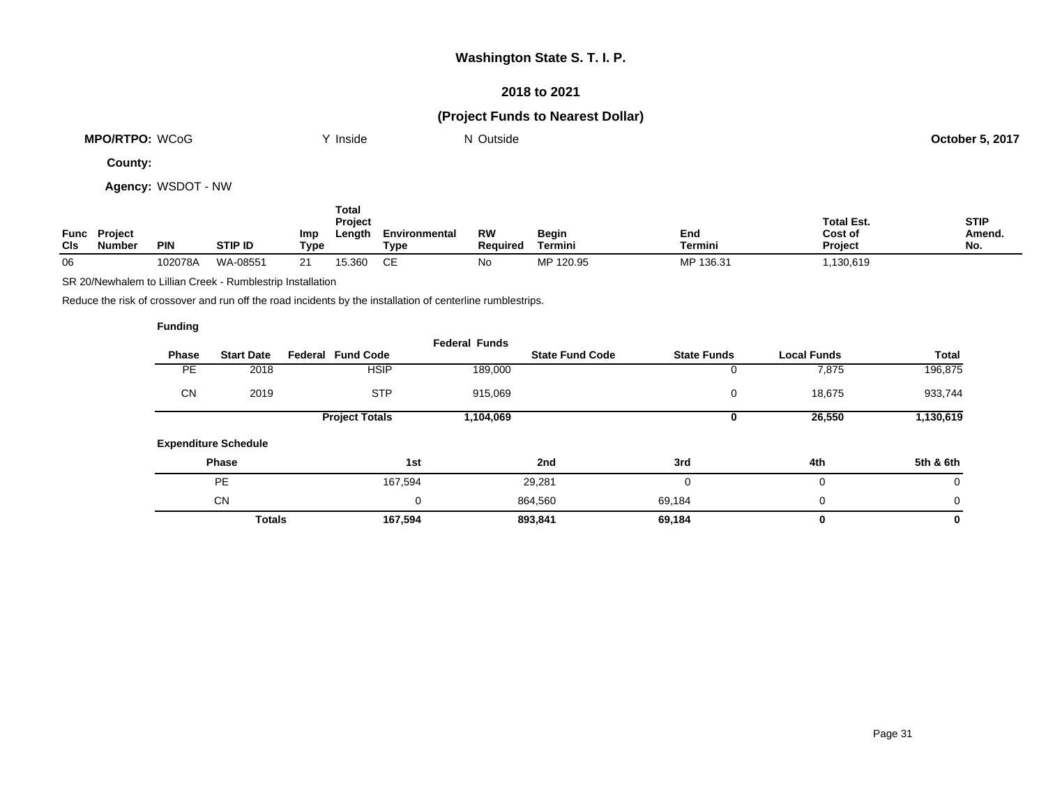# Washington State S. T. I. P.

## 2018 to 2021

### (Project Funds to Nearest Dollar)

**MPO/RTPO:** WCoG &nbsp;&nbsp;&nbsp; Y Inside &nbsp;&nbsp;&nbsp; N Outside &nbsp;&nbsp;&nbsp; **October 5, 2017**

**County:**

**Agency:** WSDOT - NW

| Func Cls | Project Number | PIN | STIP ID | Imp Type | Total Project Length | Environmental Type | RW Required | Begin Termini | End Termini | Total Est. Cost of Project | STIP Amend. No. |
|---|---|---|---|---|---|---|---|---|---|---|---|
| 06 | | 102078A | WA-08551 | 21 | 15.360 | CE | No | MP 120.95 | MP 136.31 | 1,130,619 | |

SR 20/Newhalem to Lillian Creek - Rumblestrip Installation

Reduce the risk of crossover and run off the road incidents by the installation of centerline rumblestrips.

**Funding**

| Phase | Start Date | Federal Fund Code | Federal Funds | State Fund Code | State Funds | Local Funds | Total |
|---|---|---|---|---|---|---|---|
| PE | 2018 | HSIP | 189,000 | | 0 | 7,875 | 196,875 |
| CN | 2019 | STP | 915,069 | | 0 | 18,675 | 933,744 |
| | | **Project Totals** | **1,104,069** | | **0** | **26,550** | **1,130,619** |

**Expenditure Schedule**

| Phase | 1st | 2nd | 3rd | 4th | 5th & 6th |
|---|---|---|---|---|---|
| PE | 167,594 | 29,281 | 0 | 0 | 0 |
| CN | 0 | 864,560 | 69,184 | 0 | 0 |
| **Totals** | **167,594** | **893,841** | **69,184** | **0** | **0** |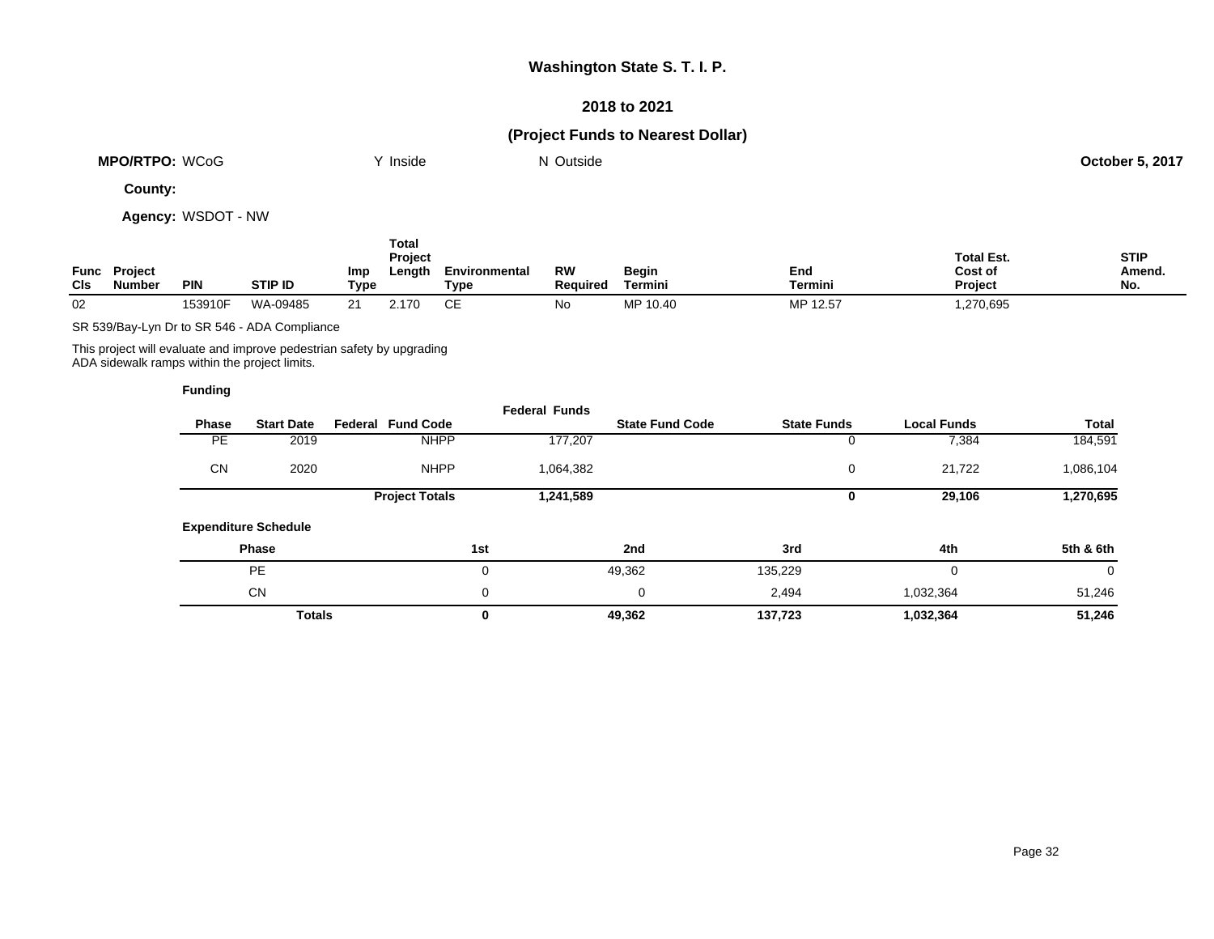# Washington State S. T. I. P.

## 2018 to 2021

## (Project Funds to Nearest Dollar)

**MPO/RTPO:** WCoG Y Inside N Outside **October 5, 2017**

**County:**

**Agency:** WSDOT - NW

| Func Cls | Project Number | PIN | STIP ID | Imp Type | Total Project Length | Environmental Type | RW Required | Begin Termini | End Termini | Total Est. Cost of Project | STIP Amend. No. |
|---|---|---|---|---|---|---|---|---|---|---|---|
| 02 | | 153910F | WA-09485 | 21 | 2.170 | CE | No | MP 10.40 | MP 12.57 | 1,270,695 | |

SR 539/Bay-Lyn Dr to SR 546 - ADA Compliance

This project will evaluate and improve pedestrian safety by upgrading ADA sidewalk ramps within the project limits.

**Funding**

| Phase | Start Date | Federal Fund Code | Federal Funds | State Fund Code | State Funds | Local Funds | Total |
|---|---|---|---|---|---|---|---|
| PE | 2019 | NHPP | 177,207 | | 0 | 7,384 | 184,591 |
| CN | 2020 | NHPP | 1,064,382 | | 0 | 21,722 | 1,086,104 |
| | | **Project Totals** | **1,241,589** | | **0** | **29,106** | **1,270,695** |

**Expenditure Schedule**

| Phase | 1st | 2nd | 3rd | 4th | 5th & 6th |
|---|---|---|---|---|---|
| PE | 0 | 49,362 | 135,229 | 0 | 0 |
| CN | 0 | 0 | 2,494 | 1,032,364 | 51,246 |
| **Totals** | **0** | **49,362** | **137,723** | **1,032,364** | **51,246** |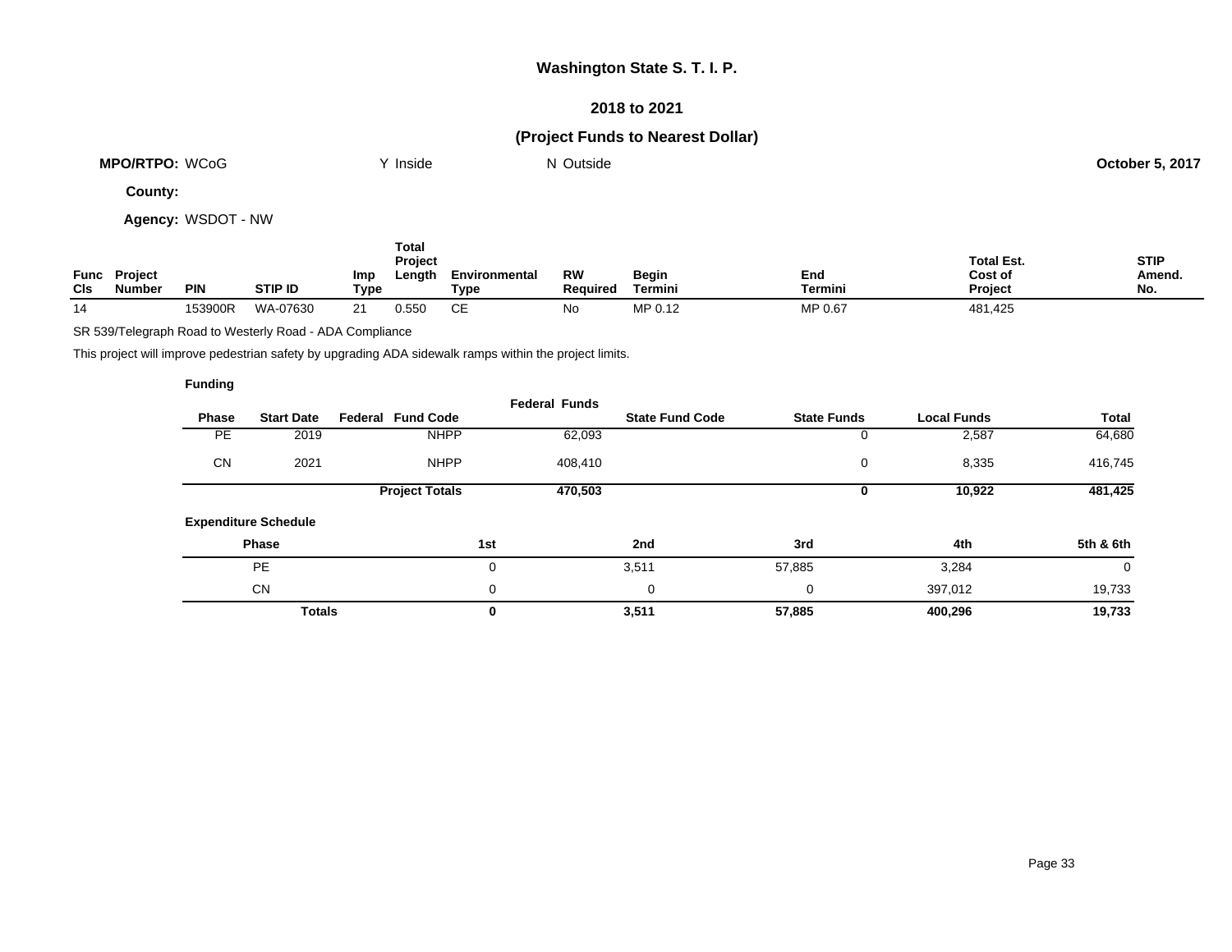# Washington State S. T. I. P.

## 2018 to 2021

## (Project Funds to Nearest Dollar)

**MPO/RTPO:** WCoG &nbsp;&nbsp;&nbsp;&nbsp; Y Inside &nbsp;&nbsp;&nbsp;&nbsp; N Outside &nbsp;&nbsp;&nbsp;&nbsp; **October 5, 2017**

**County:**

**Agency:** WSDOT - NW

| Func Cls | Project Number | PIN | STIP ID | Imp Type | Total Project Length | Environmental Type | RW Required | Begin Termini | End Termini | Total Est. Cost of Project | STIP Amend. No. |
|---|---|---|---|---|---|---|---|---|---|---|---|
| 14 | | 153900R | WA-07630 | 21 | 0.550 | CE | No | MP 0.12 | MP 0.67 | 481,425 | |

SR 539/Telegraph Road to Westerly Road - ADA Compliance

This project will improve pedestrian safety by upgrading ADA sidewalk ramps within the project limits.

**Funding**

| Phase | Start Date | Federal Fund Code | Federal Funds | State Fund Code | State Funds | Local Funds | Total |
|---|---|---|---|---|---|---|---|
| PE | 2019 | NHPP | 62,093 | | 0 | 2,587 | 64,680 |
| CN | 2021 | NHPP | 408,410 | | 0 | 8,335 | 416,745 |
| | | **Project Totals** | **470,503** | | **0** | **10,922** | **481,425** |

**Expenditure Schedule**

| Phase | 1st | 2nd | 3rd | 4th | 5th & 6th |
|---|---|---|---|---|---|
| PE | 0 | 3,511 | 57,885 | 3,284 | 0 |
| CN | 0 | 0 | 0 | 397,012 | 19,733 |
| **Totals** | **0** | **3,511** | **57,885** | **400,296** | **19,733** |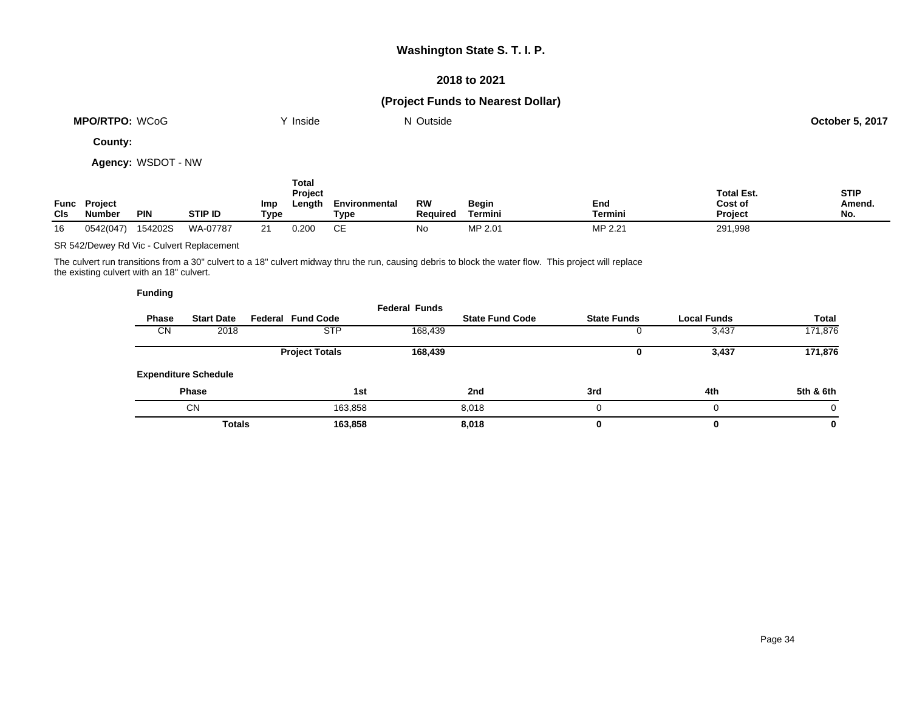# Washington State S. T. I. P.

## 2018 to 2021

## (Project Funds to Nearest Dollar)

**MPO/RTPO:** WCoG  Y Inside  N Outside  **October 5, 2017**

**County:**

**Agency:** WSDOT - NW

| Func Cls | Project Number | PIN | STIP ID | Imp Type | Total Project Length | Environmental Type | RW Required | Begin Termini | End Termini | Total Est. Cost of Project | STIP Amend. No. |
|---|---|---|---|---|---|---|---|---|---|---|---|
| 16 | 0542(047) | 154202S | WA-07787 | 21 | 0.200 | CE | No | MP 2.01 | MP 2.21 | 291,998 | |

SR 542/Dewey Rd Vic - Culvert Replacement

The culvert run transitions from a 30" culvert to a 18" culvert midway thru the run, causing debris to block the water flow. This project will replace the existing culvert with an 18" culvert.

**Funding**

| Phase | Start Date | Federal Fund Code | Federal Funds | State Fund Code | State Funds | Local Funds | Total |
|---|---|---|---|---|---|---|---|
| CN | 2018 | STP | 168,439 | | 0 | 3,437 | 171,876 |
| | | **Project Totals** | **168,439** | | **0** | **3,437** | **171,876** |

**Expenditure Schedule**

| Phase | 1st | 2nd | 3rd | 4th | 5th & 6th |
|---|---|---|---|---|---|
| CN | 163,858 | 8,018 | 0 | 0 | 0 |
| **Totals** | **163,858** | **8,018** | **0** | **0** | **0** |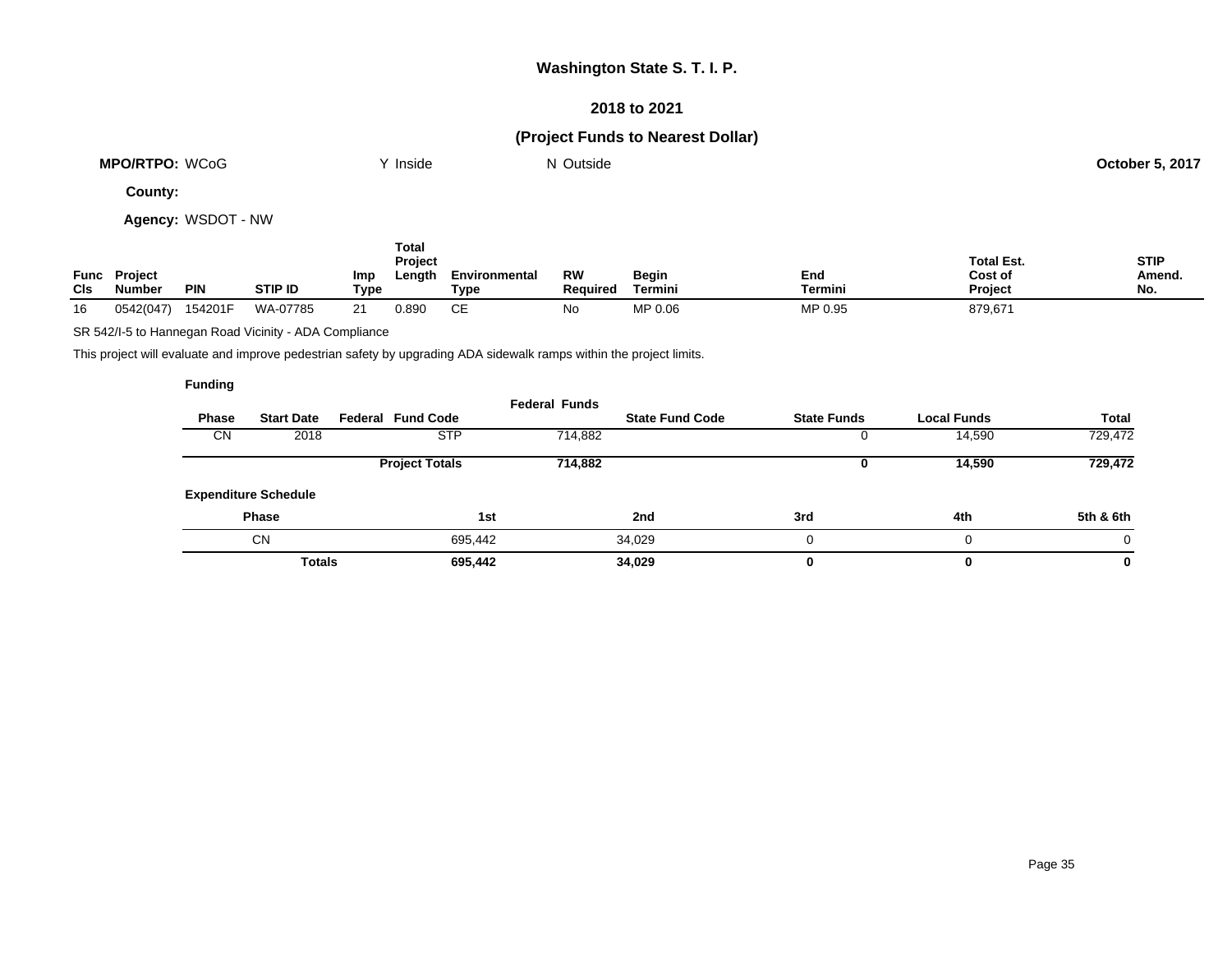# Washington State S. T. I. P.

## 2018 to 2021

## (Project Funds to Nearest Dollar)

**MPO/RTPO:** WCoG　　Y Inside　　N Outside　　**October 5, 2017**

**County:**

**Agency:** WSDOT - NW

| Func Cls | Project Number | PIN | STIP ID | Imp Type | Total Project Length | Environmental Type | RW Required | Begin Termini | End Termini | Total Est. Cost of Project | STIP Amend. No. |
|---|---|---|---|---|---|---|---|---|---|---|---|
| 16 | 0542(047) | 154201F | WA-07785 | 21 | 0.890 | CE | No | MP 0.06 | MP 0.95 | 879,671 | |

SR 542/I-5 to Hannegan Road Vicinity - ADA Compliance

This project will evaluate and improve pedestrian safety by upgrading ADA sidewalk ramps within the project limits.

**Funding**

| Phase | Start Date | Federal Fund Code | Federal Funds | State Fund Code | State Funds | Local Funds | Total |
|---|---|---|---|---|---|---|---|
| CN | 2018 | STP | 714,882 | | 0 | 14,590 | 729,472 |
| | | **Project Totals** | **714,882** | | **0** | **14,590** | **729,472** |

**Expenditure Schedule**

| Phase | 1st | 2nd | 3rd | 4th | 5th & 6th |
|---|---|---|---|---|---|
| CN | 695,442 | 34,029 | 0 | 0 | 0 |
| **Totals** | **695,442** | **34,029** | **0** | **0** | **0** |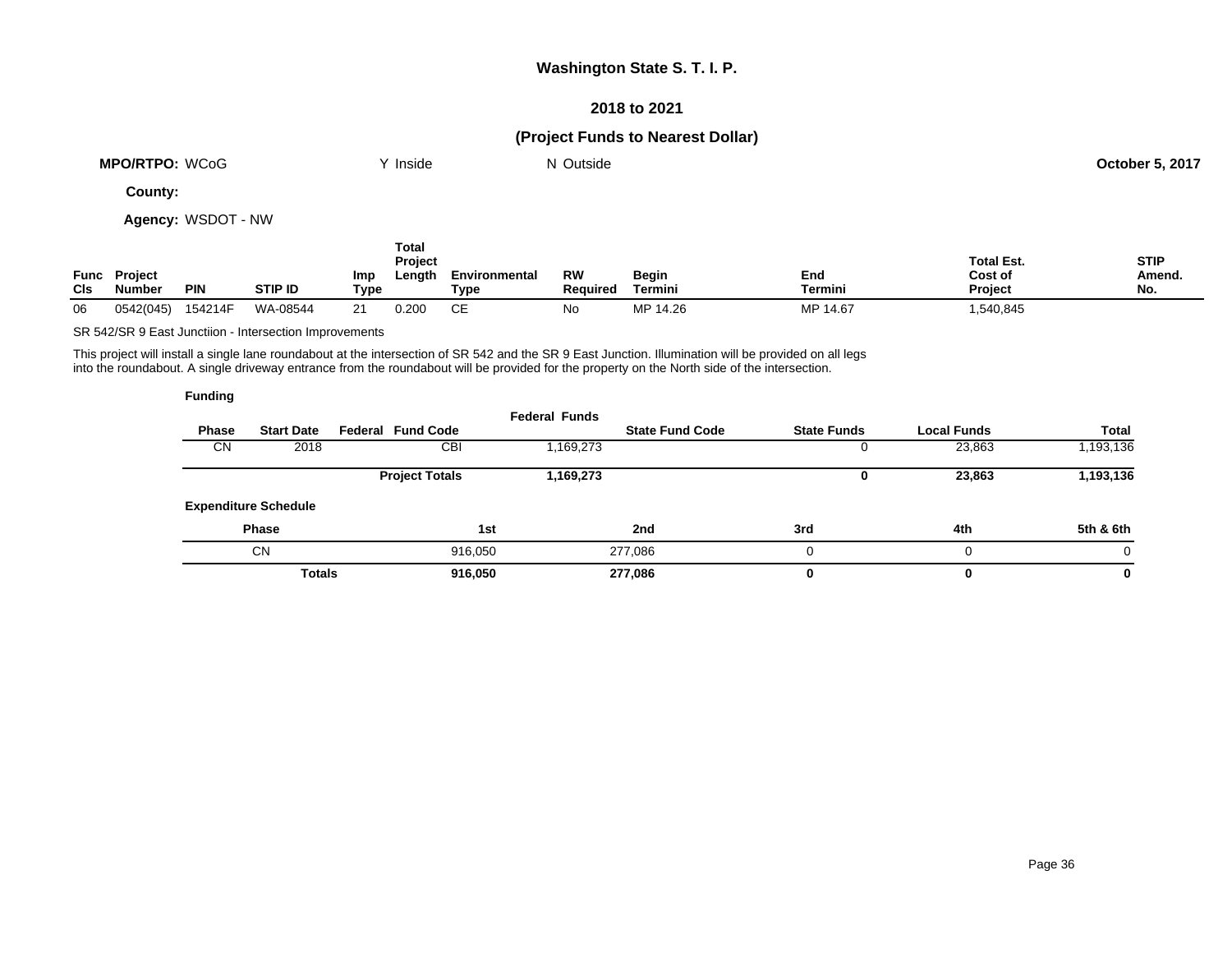# Washington State S. T. I. P.

## 2018 to 2021

## (Project Funds to Nearest Dollar)

**MPO/RTPO:** WCoG　　Y Inside　　N Outside　　**October 5, 2017**

**County:**

**Agency:** WSDOT - NW

| Func Cls | Project Number | PIN | STIP ID | Imp Type | Total Project Length | Environmental Type | RW Required | Begin Termini | End Termini | Total Est. Cost of Project | STIP Amend. No. |
|---|---|---|---|---|---|---|---|---|---|---|---|
| 06 | 0542(045) | 154214F | WA-08544 | 21 | 0.200 | CE | No | MP 14.26 | MP 14.67 | 1,540,845 | |

SR 542/SR 9 East Junctiion - Intersection Improvements

This project will install a single lane roundabout at the intersection of SR 542 and the SR 9 East Junction. Illumination will be provided on all legs into the roundabout. A single driveway entrance from the roundabout will be provided for the property on the North side of the intersection.

**Funding**

| Phase | Start Date | Federal Fund Code | Federal Funds | State Fund Code | State Funds | Local Funds | Total |
|---|---|---|---|---|---|---|---|
| CN | 2018 | CBI | 1,169,273 | | 0 | 23,863 | 1,193,136 |
| | | **Project Totals** | **1,169,273** | | **0** | **23,863** | **1,193,136** |

**Expenditure Schedule**

| Phase | 1st | 2nd | 3rd | 4th | 5th & 6th |
|---|---|---|---|---|---|
| CN | 916,050 | 277,086 | 0 | 0 | 0 |
| **Totals** | **916,050** | **277,086** | **0** | **0** | **0** |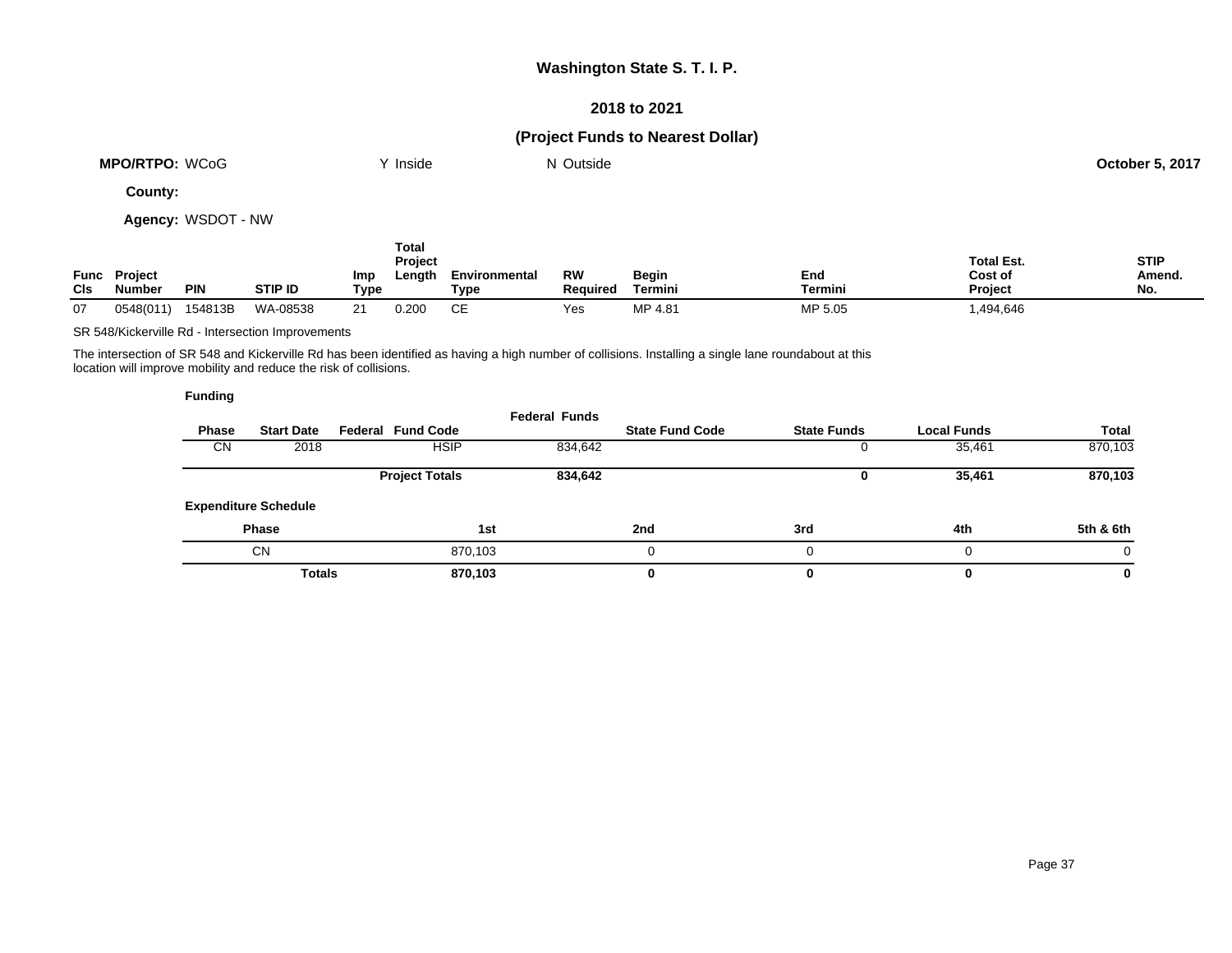# Washington State S. T. I. P.

## 2018 to 2021

## (Project Funds to Nearest Dollar)

**MPO/RTPO:** WCoG Y Inside N Outside **October 5, 2017**

**County:**

**Agency:** WSDOT - NW

| Func Cls | Project Number | PIN | STIP ID | Imp Type | Total Project Length | Environmental Type | RW Required | Begin Termini | End Termini | Total Est. Cost of Project | STIP Amend. No. |
|---|---|---|---|---|---|---|---|---|---|---|---|
| 07 | 0548(011) | 154813B | WA-08538 | 21 | 0.200 | CE | Yes | MP 4.81 | MP 5.05 | 1,494,646 | |

SR 548/Kickerville Rd - Intersection Improvements

The intersection of SR 548 and Kickerville Rd has been identified as having a high number of collisions. Installing a single lane roundabout at this location will improve mobility and reduce the risk of collisions.

**Funding**

| Phase | Start Date | Federal Fund Code | Federal Funds | State Fund Code | State Funds | Local Funds | Total |
|---|---|---|---|---|---|---|---|
| CN | 2018 | HSIP | 834,642 | | 0 | 35,461 | 870,103 |
| | | **Project Totals** | **834,642** | | **0** | **35,461** | **870,103** |

**Expenditure Schedule**

| Phase | 1st | 2nd | 3rd | 4th | 5th & 6th |
|---|---|---|---|---|---|
| CN | 870,103 | 0 | 0 | 0 | 0 |
| **Totals** | **870,103** | **0** | **0** | **0** | **0** |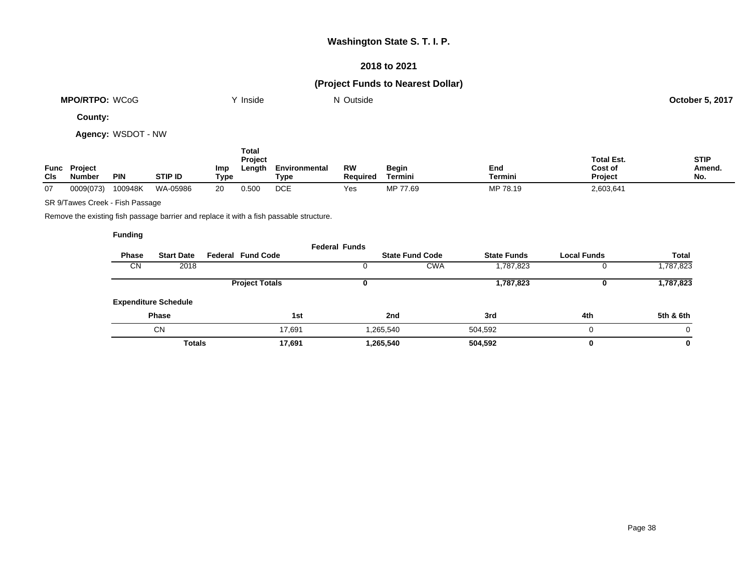# Washington State S. T. I. P.

## 2018 to 2021

## (Project Funds to Nearest Dollar)

**MPO/RTPO:** WCoG Y Inside N Outside **October 5, 2017**

**County:**

**Agency:** WSDOT - NW

| Func Cls | Project Number | PIN | STIP ID | Imp Type | Total Project Length | Environmental Type | RW Required | Begin Termini | End Termini | Total Est. Cost of Project | STIP Amend. No. |
|---|---|---|---|---|---|---|---|---|---|---|---|
| 07 | 0009(073) | 100948K | WA-05986 | 20 | 0.500 | DCE | Yes | MP 77.69 | MP 78.19 | 2,603,641 | |

SR 9/Tawes Creek - Fish Passage

Remove the existing fish passage barrier and replace it with a fish passable structure.

**Funding**

| Phase | Start Date | Federal Fund Code | Federal Funds | State Fund Code | State Funds | Local Funds | Total |
|---|---|---|---|---|---|---|---|
| CN | 2018 | | 0 | CWA | 1,787,823 | 0 | 1,787,823 |
| | | **Project Totals** | **0** | | **1,787,823** | **0** | **1,787,823** |

**Expenditure Schedule**

| Phase | 1st | 2nd | 3rd | 4th | 5th & 6th |
|---|---|---|---|---|---|
| CN | 17,691 | 1,265,540 | 504,592 | 0 | 0 |
| **Totals** | **17,691** | **1,265,540** | **504,592** | **0** | **0** |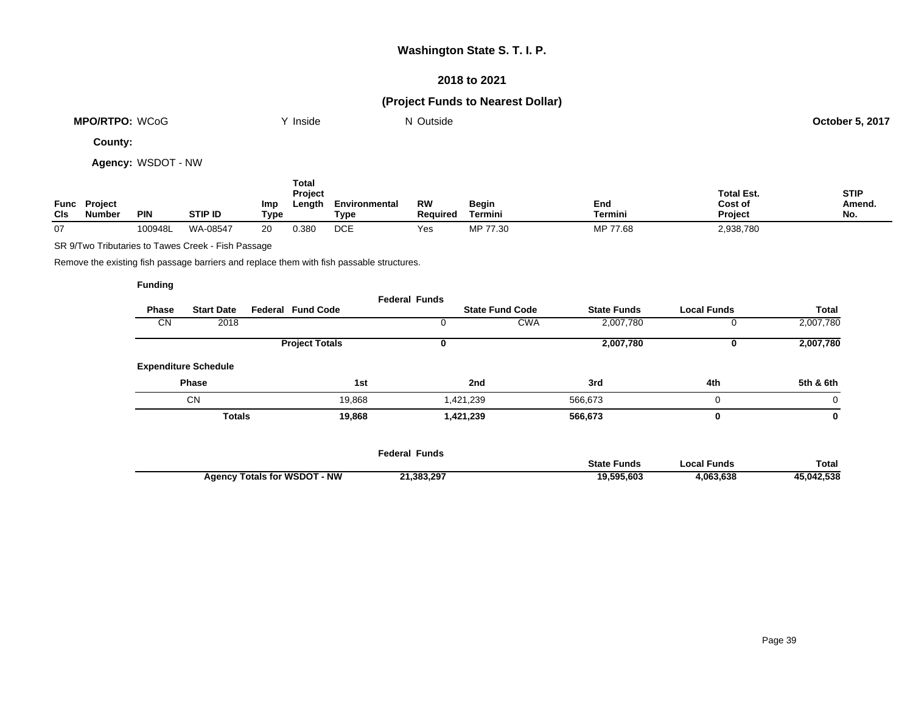**Washington State S. T. I. P.**

**2018 to 2021**

**(Project Funds to Nearest Dollar)**

**MPO/RTPO:** WCoG    Y Inside    N Outside    **October 5, 2017**

**County:**

**Agency:** WSDOT - NW

| Func Cls | Project Number | PIN | STIP ID | Imp Type | Total Project Length | Environmental Type | RW Required | Begin Termini | End Termini | Total Est. Cost of Project | STIP Amend. No. |
|---|---|---|---|---|---|---|---|---|---|---|---|
| 07 | | 100948L | WA-08547 | 20 | 0.380 | DCE | Yes | MP 77.30 | MP 77.68 | 2,938,780 | |

SR 9/Two Tributaries to Tawes Creek - Fish Passage

Remove the existing fish passage barriers and replace them with fish passable structures.

**Funding**

| Phase | Start Date | Federal Fund Code | Federal Funds | State Fund Code | State Funds | Local Funds | Total |
|---|---|---|---|---|---|---|---|
| CN | 2018 | | 0 | CWA | 2,007,780 | 0 | 2,007,780 |
| | | **Project Totals** | **0** | | **2,007,780** | **0** | **2,007,780** |

**Expenditure Schedule**

| Phase | 1st | 2nd | 3rd | 4th | 5th & 6th |
|---|---|---|---|---|---|
| CN | 19,868 | 1,421,239 | 566,673 | 0 | 0 |
| **Totals** | **19,868** | **1,421,239** | **566,673** | **0** | **0** |

| | Federal Funds | State Funds | Local Funds | Total |
|---|---|---|---|---|
| **Agency Totals for WSDOT - NW** | **21,383,297** | **19,595,603** | **4,063,638** | **45,042,538** |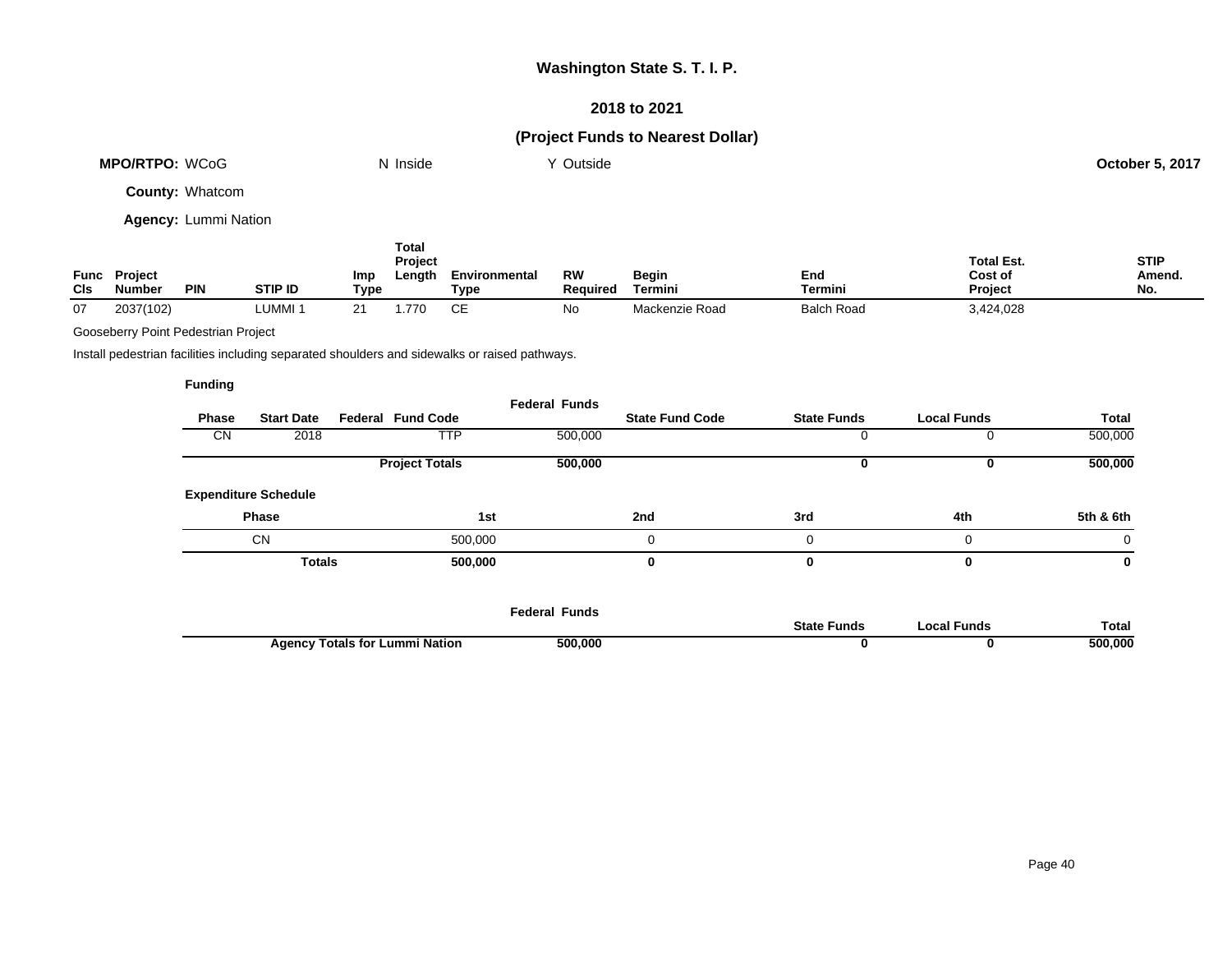# Washington State S. T. I. P.

## 2018 to 2021

### (Project Funds to Nearest Dollar)

**MPO/RTPO:** WCoG N Inside Y Outside **October 5, 2017**

**County:** Whatcom

**Agency:** Lummi Nation

| Func Cls | Project Number | PIN | STIP ID | Imp Type | Total Project Length | Environmental Type | RW Required | Begin Termini | End Termini | Total Est. Cost of Project | STIP Amend. No. |
|---|---|---|---|---|---|---|---|---|---|---|---|
| 07 | 2037(102) | | LUMMI 1 | 21 | 1.770 | CE | No | Mackenzie Road | Balch Road | 3,424,028 | |

Gooseberry Point Pedestrian Project

Install pedestrian facilities including separated shoulders and sidewalks or raised pathways.

**Funding**

| Phase | Start Date | Federal Fund Code | Federal Funds | State Fund Code | State Funds | Local Funds | Total |
|---|---|---|---|---|---|---|---|
| CN | 2018 | TTP | 500,000 | | 0 | 0 | 500,000 |
| | | **Project Totals** | **500,000** | | **0** | **0** | **500,000** |

**Expenditure Schedule**

| Phase | 1st | 2nd | 3rd | 4th | 5th & 6th |
|---|---|---|---|---|---|
| CN | 500,000 | 0 | 0 | 0 | 0 |
| **Totals** | **500,000** | **0** | **0** | **0** | **0** |

| | Federal Funds | State Funds | Local Funds | Total |
|---|---|---|---|---|
| **Agency Totals for Lummi Nation** | **500,000** | **0** | **0** | **500,000** |